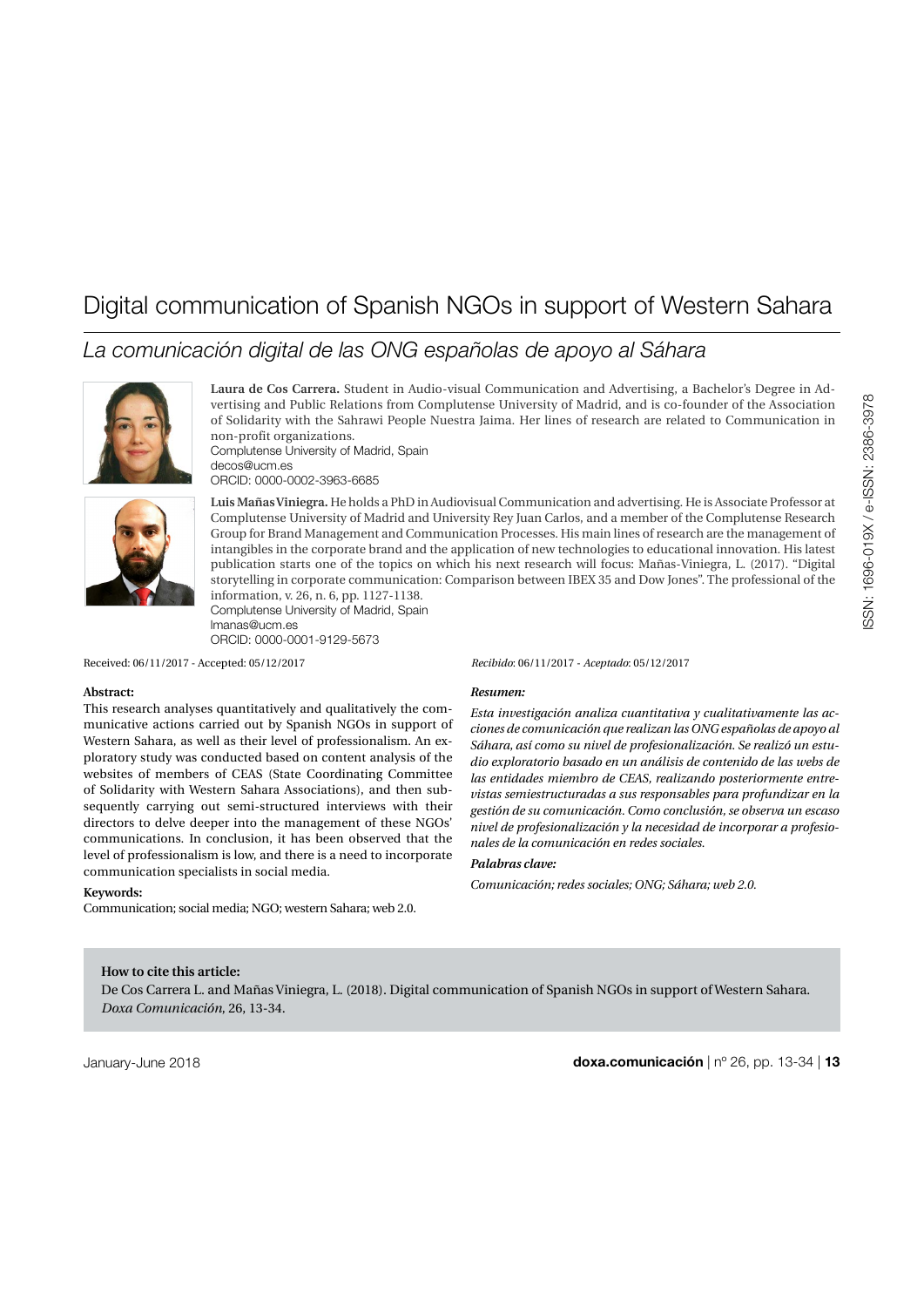# Digital communication of Spanish NGOs in support of Western Sahara

## *La comunicación digital de las ONG españolas de apoyo al Sáhara*

**Laura de Cos Carrera.** Student in Audio-visual Communication and Advertising, a Bachelor's Degree in Advertising and Public Relations from Complutense University of Madrid, and is co-founder of the Association of Solidarity with the Sahrawi People Nuestra Jaima. Her lines of research are related to Communication in non-profit organizations.
Complutense University of Madrid, Spain
decos@ucm.es
ORCID: 0000-0002-3963-6685

**Luis Mañas Viniegra.** He holds a PhD in Audiovisual Communication and advertising. He is Associate Professor at Complutense University of Madrid and University Rey Juan Carlos, and a member of the Complutense Research Group for Brand Management and Communication Processes. His main lines of research are the management of intangibles in the corporate brand and the application of new technologies to educational innovation. His latest publication starts one of the topics on which his next research will focus: Mañas-Viniegra, L. (2017). "Digital storytelling in corporate communication: Comparison between IBEX 35 and Dow Jones". The professional of the information, v. 26, n. 6, pp. 1127-1138.
Complutense University of Madrid, Spain
lmanas@ucm.es
ORCID: 0000-0001-9129-5673

Received: 06/11/2017 - Accepted: 05/12/2017

**Abstract:**

This research analyses quantitatively and qualitatively the communicative actions carried out by Spanish NGOs in support of Western Sahara, as well as their level of professionalism. An exploratory study was conducted based on content analysis of the websites of members of CEAS (State Coordinating Committee of Solidarity with Western Sahara Associations), and then subsequently carrying out semi-structured interviews with their directors to delve deeper into the management of these NGOs' communications. In conclusion, it has been observed that the level of professionalism is low, and there is a need to incorporate communication specialists in social media.

**Keywords:**

Communication; social media; NGO; western Sahara; web 2.0.

*Recibido*: 06/11/2017 - *Aceptado*: 05/12/2017

***Resumen:***

*Esta investigación analiza cuantitativa y cualitativamente las acciones de comunicación que realizan las ONG españolas de apoyo al Sáhara, así como su nivel de profesionalización. Se realizó un estudio exploratorio basado en un análisis de contenido de las webs de las entidades miembro de CEAS, realizando posteriormente entrevistas semiestructuradas a sus responsables para profundizar en la gestión de su comunicación. Como conclusión, se observa un escaso nivel de profesionalización y la necesidad de incorporar a profesionales de la comunicación en redes sociales.*

***Palabras clave:***

*Comunicación; redes sociales; ONG; Sáhara; web 2.0.*

**How to cite this article:**

De Cos Carrera L. and Mañas Viniegra, L. (2018). Digital communication of Spanish NGOs in support of Western Sahara. *Doxa Comunicación*, 26, 13-34.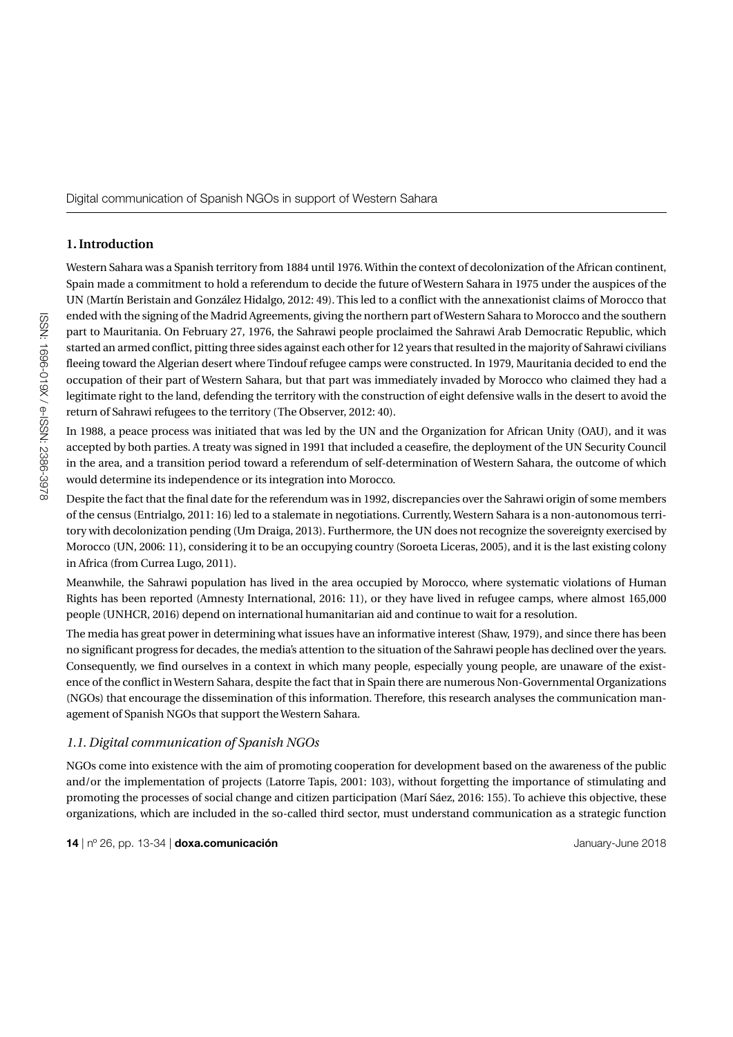## 1. Introduction

Western Sahara was a Spanish territory from 1884 until 1976. Within the context of decolonization of the African continent, Spain made a commitment to hold a referendum to decide the future of Western Sahara in 1975 under the auspices of the UN (Martín Beristain and González Hidalgo, 2012: 49). This led to a conflict with the annexationist claims of Morocco that ended with the signing of the Madrid Agreements, giving the northern part of Western Sahara to Morocco and the southern part to Mauritania. On February 27, 1976, the Sahrawi people proclaimed the Sahrawi Arab Democratic Republic, which started an armed conflict, pitting three sides against each other for 12 years that resulted in the majority of Sahrawi civilians fleeing toward the Algerian desert where Tindouf refugee camps were constructed. In 1979, Mauritania decided to end the occupation of their part of Western Sahara, but that part was immediately invaded by Morocco who claimed they had a legitimate right to the land, defending the territory with the construction of eight defensive walls in the desert to avoid the return of Sahrawi refugees to the territory (The Observer, 2012: 40).

In 1988, a peace process was initiated that was led by the UN and the Organization for African Unity (OAU), and it was accepted by both parties. A treaty was signed in 1991 that included a ceasefire, the deployment of the UN Security Council in the area, and a transition period toward a referendum of self-determination of Western Sahara, the outcome of which would determine its independence or its integration into Morocco.

Despite the fact that the final date for the referendum was in 1992, discrepancies over the Sahrawi origin of some members of the census (Entrialgo, 2011: 16) led to a stalemate in negotiations. Currently, Western Sahara is a non-autonomous territory with decolonization pending (Um Draiga, 2013). Furthermore, the UN does not recognize the sovereignty exercised by Morocco (UN, 2006: 11), considering it to be an occupying country (Soroeta Liceras, 2005), and it is the last existing colony in Africa (from Currea Lugo, 2011).

Meanwhile, the Sahrawi population has lived in the area occupied by Morocco, where systematic violations of Human Rights has been reported (Amnesty International, 2016: 11), or they have lived in refugee camps, where almost 165,000 people (UNHCR, 2016) depend on international humanitarian aid and continue to wait for a resolution.

The media has great power in determining what issues have an informative interest (Shaw, 1979), and since there has been no significant progress for decades, the media's attention to the situation of the Sahrawi people has declined over the years. Consequently, we find ourselves in a context in which many people, especially young people, are unaware of the existence of the conflict in Western Sahara, despite the fact that in Spain there are numerous Non-Governmental Organizations (NGOs) that encourage the dissemination of this information. Therefore, this research analyses the communication management of Spanish NGOs that support the Western Sahara.

### *1.1. Digital communication of Spanish NGOs*

NGOs come into existence with the aim of promoting cooperation for development based on the awareness of the public and/or the implementation of projects (Latorre Tapis, 2001: 103), without forgetting the importance of stimulating and promoting the processes of social change and citizen participation (Marí Sáez, 2016: 155). To achieve this objective, these organizations, which are included in the so-called third sector, must understand communication as a strategic function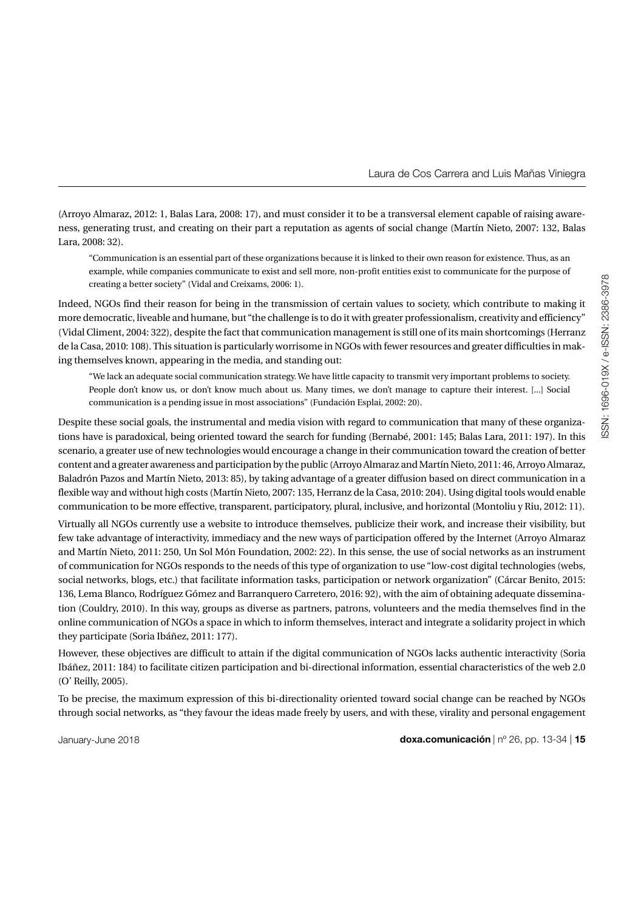(Arroyo Almaraz, 2012: 1, Balas Lara, 2008: 17), and must consider it to be a transversal element capable of raising awareness, generating trust, and creating on their part a reputation as agents of social change (Martín Nieto, 2007: 132, Balas Lara, 2008: 32).

> "Communication is an essential part of these organizations because it is linked to their own reason for existence. Thus, as an example, while companies communicate to exist and sell more, non-profit entities exist to communicate for the purpose of creating a better society" (Vidal and Creixams, 2006: 1).

Indeed, NGOs find their reason for being in the transmission of certain values to society, which contribute to making it more democratic, liveable and humane, but "the challenge is to do it with greater professionalism, creativity and efficiency" (Vidal Climent, 2004: 322), despite the fact that communication management is still one of its main shortcomings (Herranz de la Casa, 2010: 108). This situation is particularly worrisome in NGOs with fewer resources and greater difficulties in making themselves known, appearing in the media, and standing out:

> "We lack an adequate social communication strategy. We have little capacity to transmit very important problems to society. People don't know us, or don't know much about us. Many times, we don't manage to capture their interest. [...] Social communication is a pending issue in most associations" (Fundación Esplai, 2002: 20).

Despite these social goals, the instrumental and media vision with regard to communication that many of these organizations have is paradoxical, being oriented toward the search for funding (Bernabé, 2001: 145; Balas Lara, 2011: 197). In this scenario, a greater use of new technologies would encourage a change in their communication toward the creation of better content and a greater awareness and participation by the public (Arroyo Almaraz and Martín Nieto, 2011: 46, Arroyo Almaraz, Baladrón Pazos and Martín Nieto, 2013: 85), by taking advantage of a greater diffusion based on direct communication in a flexible way and without high costs (Martín Nieto, 2007: 135, Herranz de la Casa, 2010: 204). Using digital tools would enable communication to be more effective, transparent, participatory, plural, inclusive, and horizontal (Montoliu y Riu, 2012: 11).

Virtually all NGOs currently use a website to introduce themselves, publicize their work, and increase their visibility, but few take advantage of interactivity, immediacy and the new ways of participation offered by the Internet (Arroyo Almaraz and Martín Nieto, 2011: 250, Un Sol Món Foundation, 2002: 22). In this sense, the use of social networks as an instrument of communication for NGOs responds to the needs of this type of organization to use "low-cost digital technologies (webs, social networks, blogs, etc.) that facilitate information tasks, participation or network organization" (Cárcar Benito, 2015: 136, Lema Blanco, Rodríguez Gómez and Barranquero Carretero, 2016: 92), with the aim of obtaining adequate dissemination (Couldry, 2010). In this way, groups as diverse as partners, patrons, volunteers and the media themselves find in the online communication of NGOs a space in which to inform themselves, interact and integrate a solidarity project in which they participate (Soria Ibáñez, 2011: 177).

However, these objectives are difficult to attain if the digital communication of NGOs lacks authentic interactivity (Soria Ibáñez, 2011: 184) to facilitate citizen participation and bi-directional information, essential characteristics of the web 2.0 (O' Reilly, 2005).

To be precise, the maximum expression of this bi-directionality oriented toward social change can be reached by NGOs through social networks, as "they favour the ideas made freely by users, and with these, virality and personal engagement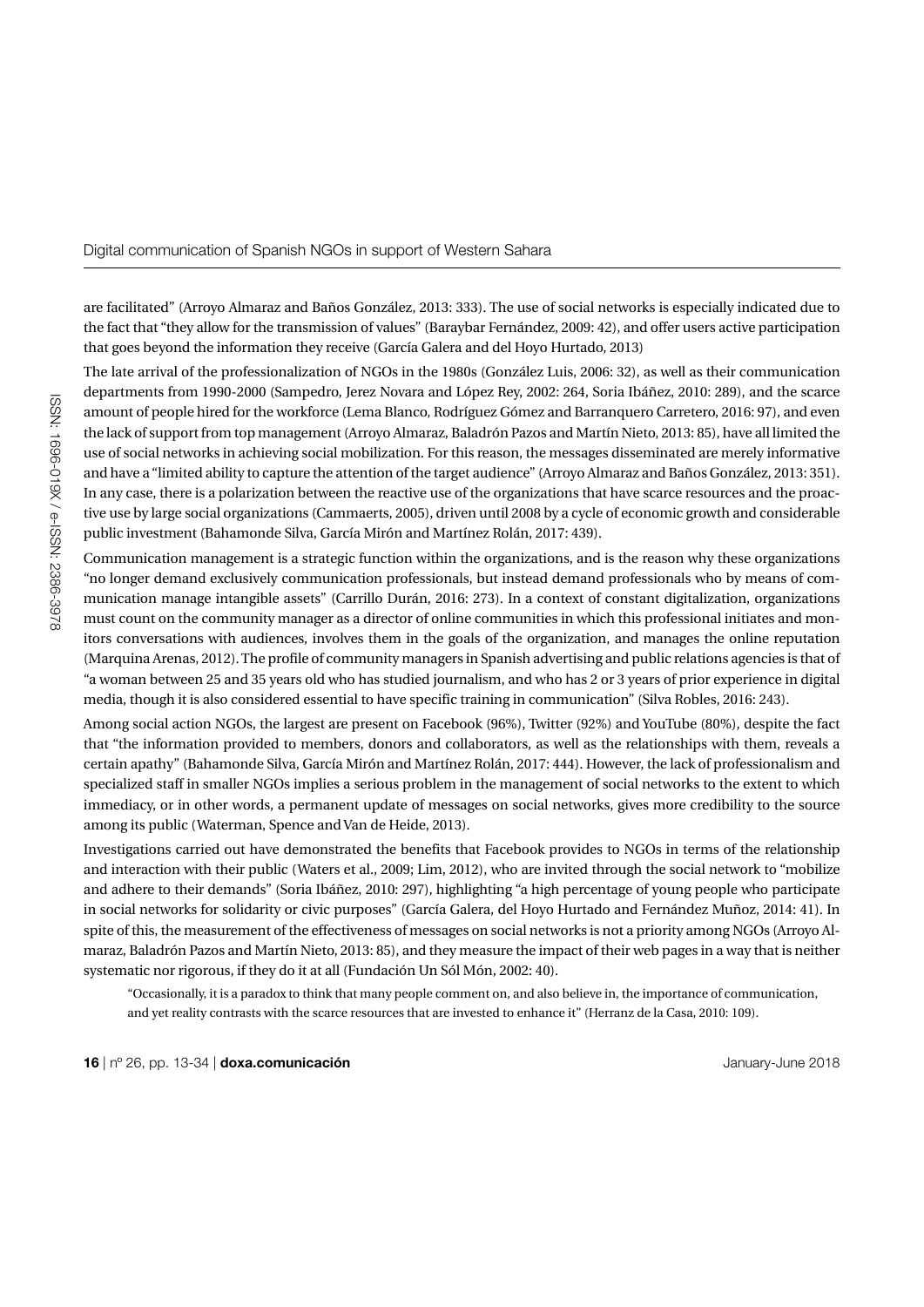are facilitated" (Arroyo Almaraz and Baños González, 2013: 333). The use of social networks is especially indicated due to the fact that "they allow for the transmission of values" (Baraybar Fernández, 2009: 42), and offer users active participation that goes beyond the information they receive (García Galera and del Hoyo Hurtado, 2013)

The late arrival of the professionalization of NGOs in the 1980s (González Luis, 2006: 32), as well as their communication departments from 1990-2000 (Sampedro, Jerez Novara and López Rey, 2002: 264, Soria Ibáñez, 2010: 289), and the scarce amount of people hired for the workforce (Lema Blanco, Rodríguez Gómez and Barranquero Carretero, 2016: 97), and even the lack of support from top management (Arroyo Almaraz, Baladrón Pazos and Martín Nieto, 2013: 85), have all limited the use of social networks in achieving social mobilization. For this reason, the messages disseminated are merely informative and have a "limited ability to capture the attention of the target audience" (Arroyo Almaraz and Baños González, 2013: 351). In any case, there is a polarization between the reactive use of the organizations that have scarce resources and the proactive use by large social organizations (Cammaerts, 2005), driven until 2008 by a cycle of economic growth and considerable public investment (Bahamonde Silva, García Mirón and Martínez Rolán, 2017: 439).

Communication management is a strategic function within the organizations, and is the reason why these organizations "no longer demand exclusively communication professionals, but instead demand professionals who by means of communication manage intangible assets" (Carrillo Durán, 2016: 273). In a context of constant digitalization, organizations must count on the community manager as a director of online communities in which this professional initiates and monitors conversations with audiences, involves them in the goals of the organization, and manages the online reputation (Marquina Arenas, 2012). The profile of community managers in Spanish advertising and public relations agencies is that of "a woman between 25 and 35 years old who has studied journalism, and who has 2 or 3 years of prior experience in digital media, though it is also considered essential to have specific training in communication" (Silva Robles, 2016: 243).

Among social action NGOs, the largest are present on Facebook (96%), Twitter (92%) and YouTube (80%), despite the fact that "the information provided to members, donors and collaborators, as well as the relationships with them, reveals a certain apathy" (Bahamonde Silva, García Mirón and Martínez Rolán, 2017: 444). However, the lack of professionalism and specialized staff in smaller NGOs implies a serious problem in the management of social networks to the extent to which immediacy, or in other words, a permanent update of messages on social networks, gives more credibility to the source among its public (Waterman, Spence and Van de Heide, 2013).

Investigations carried out have demonstrated the benefits that Facebook provides to NGOs in terms of the relationship and interaction with their public (Waters et al., 2009; Lim, 2012), who are invited through the social network to "mobilize and adhere to their demands" (Soria Ibáñez, 2010: 297), highlighting "a high percentage of young people who participate in social networks for solidarity or civic purposes" (García Galera, del Hoyo Hurtado and Fernández Muñoz, 2014: 41). In spite of this, the measurement of the effectiveness of messages on social networks is not a priority among NGOs (Arroyo Almaraz, Baladrón Pazos and Martín Nieto, 2013: 85), and they measure the impact of their web pages in a way that is neither systematic nor rigorous, if they do it at all (Fundación Un Sól Món, 2002: 40).

> "Occasionally, it is a paradox to think that many people comment on, and also believe in, the importance of communication, and yet reality contrasts with the scarce resources that are invested to enhance it" (Herranz de la Casa, 2010: 109).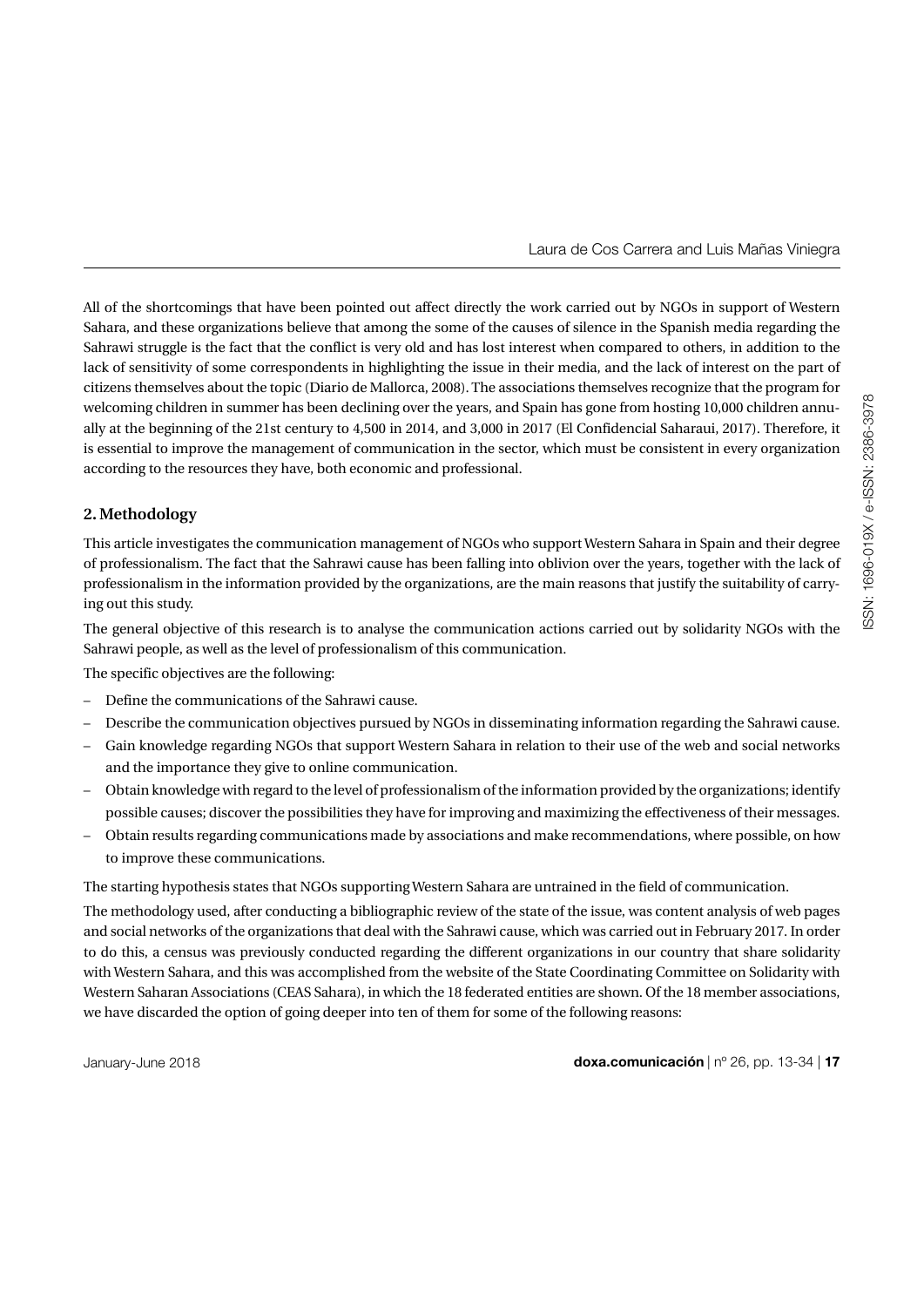All of the shortcomings that have been pointed out affect directly the work carried out by NGOs in support of Western Sahara, and these organizations believe that among the some of the causes of silence in the Spanish media regarding the Sahrawi struggle is the fact that the conflict is very old and has lost interest when compared to others, in addition to the lack of sensitivity of some correspondents in highlighting the issue in their media, and the lack of interest on the part of citizens themselves about the topic (Diario de Mallorca, 2008). The associations themselves recognize that the program for welcoming children in summer has been declining over the years, and Spain has gone from hosting 10,000 children annually at the beginning of the 21st century to 4,500 in 2014, and 3,000 in 2017 (El Confidencial Saharaui, 2017). Therefore, it is essential to improve the management of communication in the sector, which must be consistent in every organization according to the resources they have, both economic and professional.

## 2. Methodology

This article investigates the communication management of NGOs who support Western Sahara in Spain and their degree of professionalism. The fact that the Sahrawi cause has been falling into oblivion over the years, together with the lack of professionalism in the information provided by the organizations, are the main reasons that justify the suitability of carrying out this study.

The general objective of this research is to analyse the communication actions carried out by solidarity NGOs with the Sahrawi people, as well as the level of professionalism of this communication.

The specific objectives are the following:

- Define the communications of the Sahrawi cause.
- Describe the communication objectives pursued by NGOs in disseminating information regarding the Sahrawi cause.
- Gain knowledge regarding NGOs that support Western Sahara in relation to their use of the web and social networks and the importance they give to online communication.
- Obtain knowledge with regard to the level of professionalism of the information provided by the organizations; identify possible causes; discover the possibilities they have for improving and maximizing the effectiveness of their messages.
- Obtain results regarding communications made by associations and make recommendations, where possible, on how to improve these communications.

The starting hypothesis states that NGOs supporting Western Sahara are untrained in the field of communication.

The methodology used, after conducting a bibliographic review of the state of the issue, was content analysis of web pages and social networks of the organizations that deal with the Sahrawi cause, which was carried out in February 2017. In order to do this, a census was previously conducted regarding the different organizations in our country that share solidarity with Western Sahara, and this was accomplished from the website of the State Coordinating Committee on Solidarity with Western Saharan Associations (CEAS Sahara), in which the 18 federated entities are shown. Of the 18 member associations, we have discarded the option of going deeper into ten of them for some of the following reasons: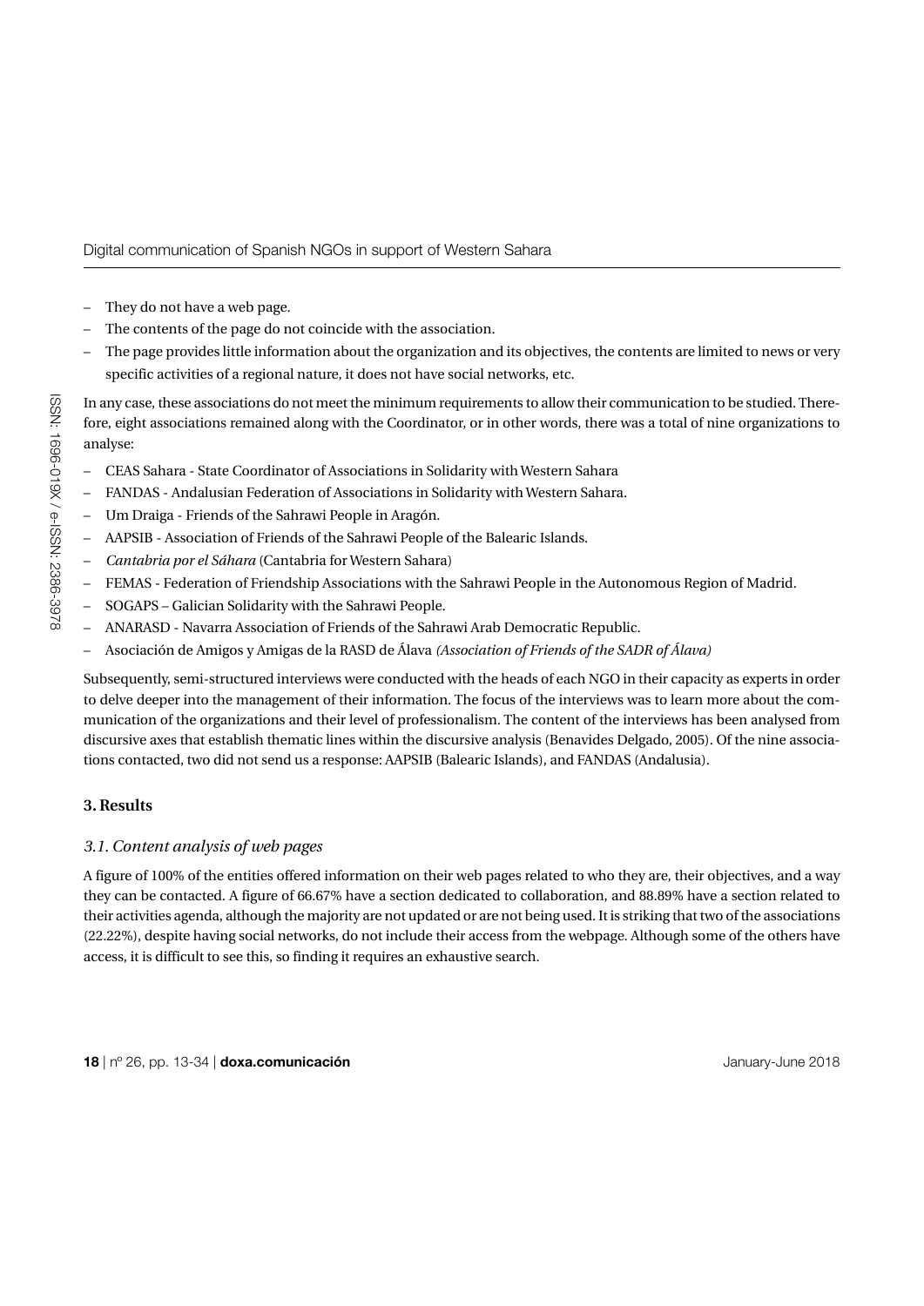- They do not have a web page.
- The contents of the page do not coincide with the association.
- The page provides little information about the organization and its objectives, the contents are limited to news or very specific activities of a regional nature, it does not have social networks, etc.

In any case, these associations do not meet the minimum requirements to allow their communication to be studied. Therefore, eight associations remained along with the Coordinator, or in other words, there was a total of nine organizations to analyse:

- CEAS Sahara - State Coordinator of Associations in Solidarity with Western Sahara
- FANDAS - Andalusian Federation of Associations in Solidarity with Western Sahara.
- Um Draiga - Friends of the Sahrawi People in Aragón.
- AAPSIB - Association of Friends of the Sahrawi People of the Balearic Islands.
- *Cantabria por el Sáhara* (Cantabria for Western Sahara)
- FEMAS - Federation of Friendship Associations with the Sahrawi People in the Autonomous Region of Madrid.
- SOGAPS – Galician Solidarity with the Sahrawi People.
- ANARASD - Navarra Association of Friends of the Sahrawi Arab Democratic Republic.
- Asociación de Amigos y Amigas de la RASD de Álava *(Association of Friends of the SADR of Álava)*

Subsequently, semi-structured interviews were conducted with the heads of each NGO in their capacity as experts in order to delve deeper into the management of their information. The focus of the interviews was to learn more about the communication of the organizations and their level of professionalism. The content of the interviews has been analysed from discursive axes that establish thematic lines within the discursive analysis (Benavides Delgado, 2005). Of the nine associations contacted, two did not send us a response: AAPSIB (Balearic Islands), and FANDAS (Andalusia).

## 3. Results

### *3.1. Content analysis of web pages*

A figure of 100% of the entities offered information on their web pages related to who they are, their objectives, and a way they can be contacted. A figure of 66.67% have a section dedicated to collaboration, and 88.89% have a section related to their activities agenda, although the majority are not updated or are not being used. It is striking that two of the associations (22.22%), despite having social networks, do not include their access from the webpage. Although some of the others have access, it is difficult to see this, so finding it requires an exhaustive search.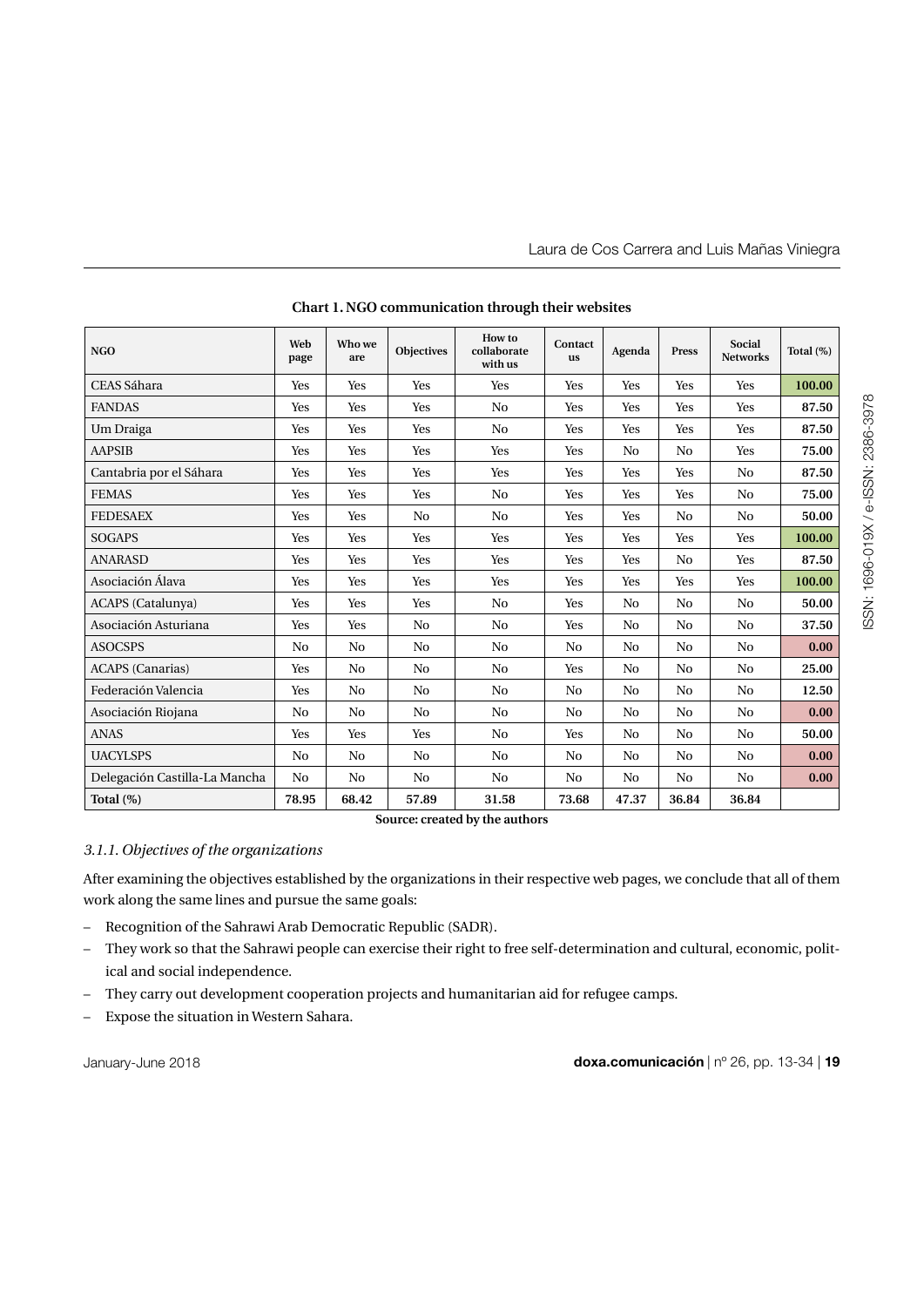**Chart 1. NGO communication through their websites**

| NGO | Web page | Who we are | Objectives | How to collaborate with us | Contact us | Agenda | Press | Social Networks | Total (%) |
|---|---|---|---|---|---|---|---|---|---|
| CEAS Sáhara | Yes | Yes | Yes | Yes | Yes | Yes | Yes | Yes | **100.00** |
| FANDAS | Yes | Yes | Yes | No | Yes | Yes | Yes | Yes | **87.50** |
| Um Draiga | Yes | Yes | Yes | No | Yes | Yes | Yes | Yes | **87.50** |
| AAPSIB | Yes | Yes | Yes | Yes | Yes | No | No | Yes | **75.00** |
| Cantabria por el Sáhara | Yes | Yes | Yes | Yes | Yes | Yes | Yes | No | **87.50** |
| FEMAS | Yes | Yes | Yes | No | Yes | Yes | Yes | No | **75.00** |
| FEDESAEX | Yes | Yes | No | No | Yes | Yes | No | No | **50.00** |
| SOGAPS | Yes | Yes | Yes | Yes | Yes | Yes | Yes | Yes | **100.00** |
| ANARASD | Yes | Yes | Yes | Yes | Yes | Yes | No | Yes | **87.50** |
| Asociación Álava | Yes | Yes | Yes | Yes | Yes | Yes | Yes | Yes | **100.00** |
| ACAPS (Catalunya) | Yes | Yes | Yes | No | Yes | No | No | No | **50.00** |
| Asociación Asturiana | Yes | Yes | No | No | Yes | No | No | No | **37.50** |
| ASOCSPS | No | No | No | No | No | No | No | No | **0.00** |
| ACAPS (Canarias) | Yes | No | No | No | Yes | No | No | No | **25.00** |
| Federación Valencia | Yes | No | No | No | No | No | No | No | **12.50** |
| Asociación Riojana | No | No | No | No | No | No | No | No | **0.00** |
| ANAS | Yes | Yes | Yes | No | Yes | No | No | No | **50.00** |
| UACYLSPS | No | No | No | No | No | No | No | No | **0.00** |
| Delegación Castilla-La Mancha | No | No | No | No | No | No | No | No | **0.00** |
| **Total (%)** | **78.95** | **68.42** | **57.89** | **31.58** | **73.68** | **47.37** | **36.84** | **36.84** | |

**Source: created by the authors**

#### *3.1.1. Objectives of the organizations*

After examining the objectives established by the organizations in their respective web pages, we conclude that all of them work along the same lines and pursue the same goals:

- Recognition of the Sahrawi Arab Democratic Republic (SADR).
- They work so that the Sahrawi people can exercise their right to free self-determination and cultural, economic, political and social independence.
- They carry out development cooperation projects and humanitarian aid for refugee camps.
- Expose the situation in Western Sahara.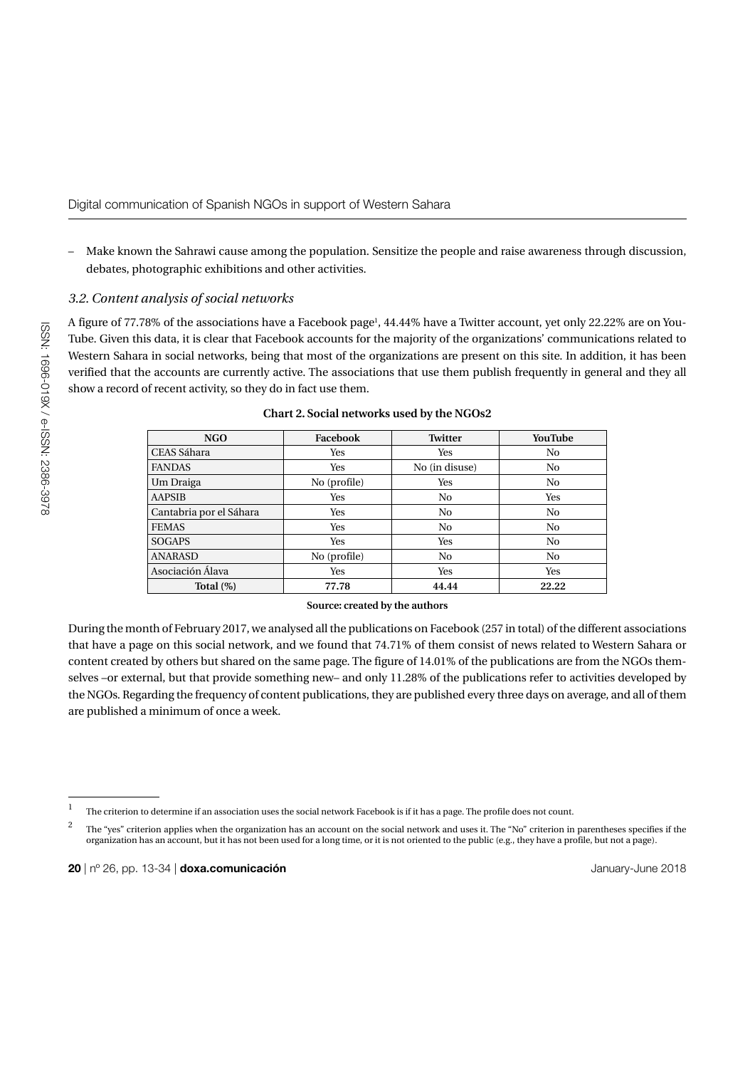– Make known the Sahrawi cause among the population. Sensitize the people and raise awareness through discussion, debates, photographic exhibitions and other activities.

### *3.2. Content analysis of social networks*

A figure of 77.78% of the associations have a Facebook page[1], 44.44% have a Twitter account, yet only 22.22% are on YouTube. Given this data, it is clear that Facebook accounts for the majority of the organizations' communications related to Western Sahara in social networks, being that most of the organizations are present on this site. In addition, it has been verified that the accounts are currently active. The associations that use them publish frequently in general and they all show a record of recent activity, so they do in fact use them.

**Chart 2. Social networks used by the NGOs2**

| NGO | Facebook | Twitter | YouTube |
|---|---|---|---|
| CEAS Sáhara | Yes | Yes | No |
| FANDAS | Yes | No (in disuse) | No |
| Um Draiga | No (profile) | Yes | No |
| AAPSIB | Yes | No | Yes |
| Cantabria por el Sáhara | Yes | No | No |
| FEMAS | Yes | No | No |
| SOGAPS | Yes | Yes | No |
| ANARASD | No (profile) | No | No |
| Asociación Álava | Yes | Yes | Yes |
| **Total (%)** | **77.78** | **44.44** | **22.22** |

**Source: created by the authors**

During the month of February 2017, we analysed all the publications on Facebook (257 in total) of the different associations that have a page on this social network, and we found that 74.71% of them consist of news related to Western Sahara or content created by others but shared on the same page. The figure of 14.01% of the publications are from the NGOs themselves –or external, but that provide something new– and only 11.28% of the publications refer to activities developed by the NGOs. Regarding the frequency of content publications, they are published every three days on average, and all of them are published a minimum of once a week.

---

[1] The criterion to determine if an association uses the social network Facebook is if it has a page. The profile does not count.

[2] The "yes" criterion applies when the organization has an account on the social network and uses it. The "No" criterion in parentheses specifies if the organization has an account, but it has not been used for a long time, or it is not oriented to the public (e.g., they have a profile, but not a page).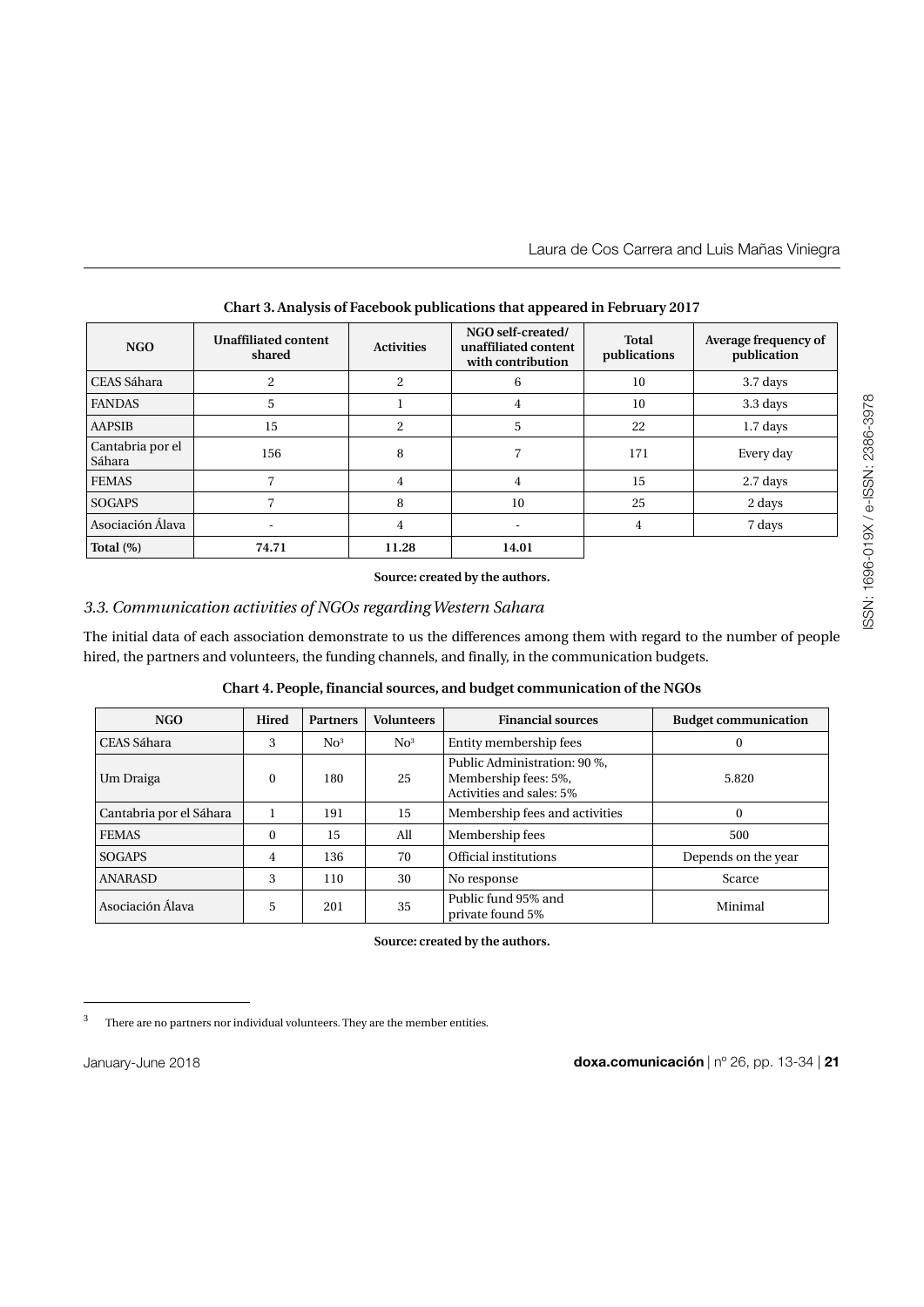**Chart 3. Analysis of Facebook publications that appeared in February 2017**

| NGO | Unaffiliated content shared | Activities | NGO self-created/ unaffiliated content with contribution | Total publications | Average frequency of publication |
|---|---|---|---|---|---|
| CEAS Sáhara | 2 | 2 | 6 | 10 | 3.7 days |
| FANDAS | 5 | 1 | 4 | 10 | 3.3 days |
| AAPSIB | 15 | 2 | 5 | 22 | 1.7 days |
| Cantabria por el Sáhara | 156 | 8 | 7 | 171 | Every day |
| FEMAS | 7 | 4 | 4 | 15 | 2.7 days |
| SOGAPS | 7 | 8 | 10 | 25 | 2 days |
| Asociación Álava | - | 4 | - | 4 | 7 days |
| **Total (%)** | **74.71** | **11.28** | **14.01** | | |

**Source: created by the authors.**

### *3.3. Communication activities of NGOs regarding Western Sahara*

The initial data of each association demonstrate to us the differences among them with regard to the number of people hired, the partners and volunteers, the funding channels, and finally, in the communication budgets.

**Chart 4. People, financial sources, and budget communication of the NGOs**

| NGO | Hired | Partners | Volunteers | Financial sources | Budget communication |
|---|---|---|---|---|---|
| CEAS Sáhara | 3 | No[3] | No[3] | Entity membership fees | 0 |
| Um Draiga | 0 | 180 | 25 | Public Administration: 90 %, Membership fees: 5%, Activities and sales: 5% | 5.820 |
| Cantabria por el Sáhara | 1 | 191 | 15 | Membership fees and activities | 0 |
| FEMAS | 0 | 15 | All | Membership fees | 500 |
| SOGAPS | 4 | 136 | 70 | Official institutions | Depends on the year |
| ANARASD | 3 | 110 | 30 | No response | Scarce |
| Asociación Álava | 5 | 201 | 35 | Public fund 95% and private found 5% | Minimal |

**Source: created by the authors.**

[3] There are no partners nor individual volunteers. They are the member entities.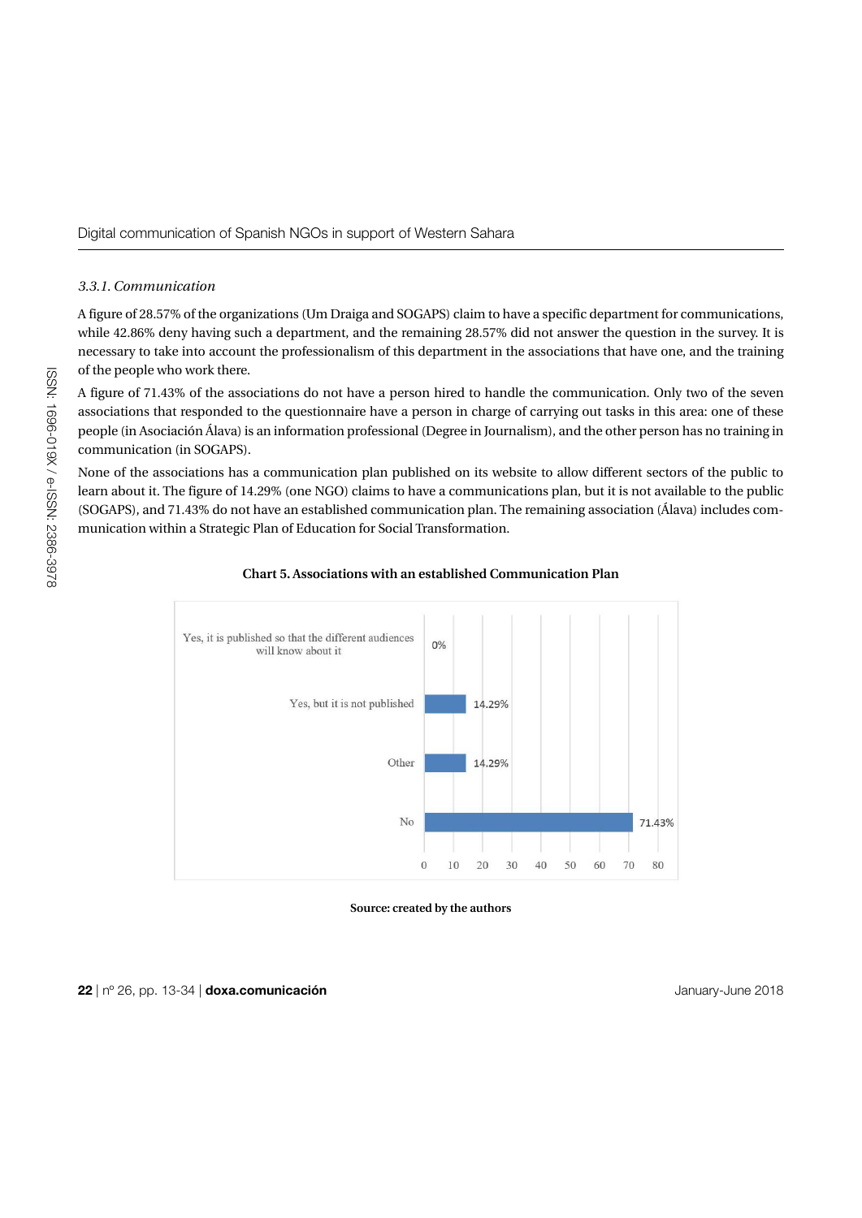### *3.3.1. Communication*

A figure of 28.57% of the organizations (Um Draiga and SOGAPS) claim to have a specific department for communications, while 42.86% deny having such a department, and the remaining 28.57% did not answer the question in the survey. It is necessary to take into account the professionalism of this department in the associations that have one, and the training of the people who work there.

A figure of 71.43% of the associations do not have a person hired to handle the communication. Only two of the seven associations that responded to the questionnaire have a person in charge of carrying out tasks in this area: one of these people (in Asociación Álava) is an information professional (Degree in Journalism), and the other person has no training in communication (in SOGAPS).

None of the associations has a communication plan published on its website to allow different sectors of the public to learn about it. The figure of 14.29% (one NGO) claims to have a communications plan, but it is not available to the public (SOGAPS), and 71.43% do not have an established communication plan. The remaining association (Álava) includes communication within a Strategic Plan of Education for Social Transformation.

**Chart 5. Associations with an established Communication Plan**

| Response | Percentage |
|---|---|
| Yes, it is published so that the different audiences will know about it | 0% |
| Yes, but it is not published | 14.29% |
| Other | 14.29% |
| No | 71.43% |

**Source: created by the authors**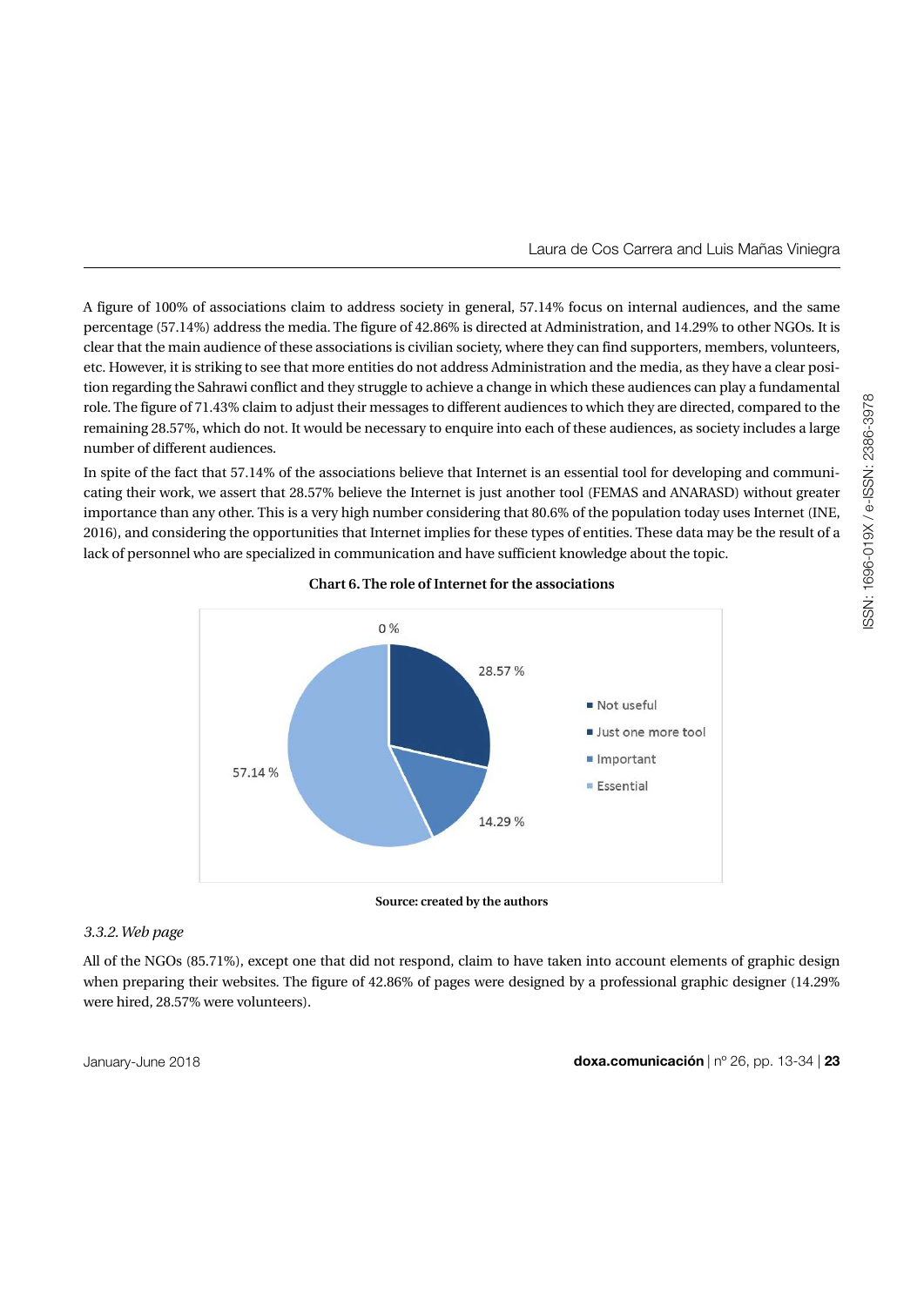A figure of 100% of associations claim to address society in general, 57.14% focus on internal audiences, and the same percentage (57.14%) address the media. The figure of 42.86% is directed at Administration, and 14.29% to other NGOs. It is clear that the main audience of these associations is civilian society, where they can find supporters, members, volunteers, etc. However, it is striking to see that more entities do not address Administration and the media, as they have a clear position regarding the Sahrawi conflict and they struggle to achieve a change in which these audiences can play a fundamental role. The figure of 71.43% claim to adjust their messages to different audiences to which they are directed, compared to the remaining 28.57%, which do not. It would be necessary to enquire into each of these audiences, as society includes a large number of different audiences.

In spite of the fact that 57.14% of the associations believe that Internet is an essential tool for developing and communicating their work, we assert that 28.57% believe the Internet is just another tool (FEMAS and ANARASD) without greater importance than any other. This is a very high number considering that 80.6% of the population today uses Internet (INE, 2016), and considering the opportunities that Internet implies for these types of entities. These data may be the result of a lack of personnel who are specialized in communication and have sufficient knowledge about the topic.

**Chart 6. The role of Internet for the associations**

| Role | % |
|---|---|
| Not useful | 0 % |
| Just one more tool | 28.57 % |
| Important | 14.29 % |
| Essential | 57.14 % |

**Source: created by the authors**

### *3.3.2. Web page*

All of the NGOs (85.71%), except one that did not respond, claim to have taken into account elements of graphic design when preparing their websites. The figure of 42.86% of pages were designed by a professional graphic designer (14.29% were hired, 28.57% were volunteers).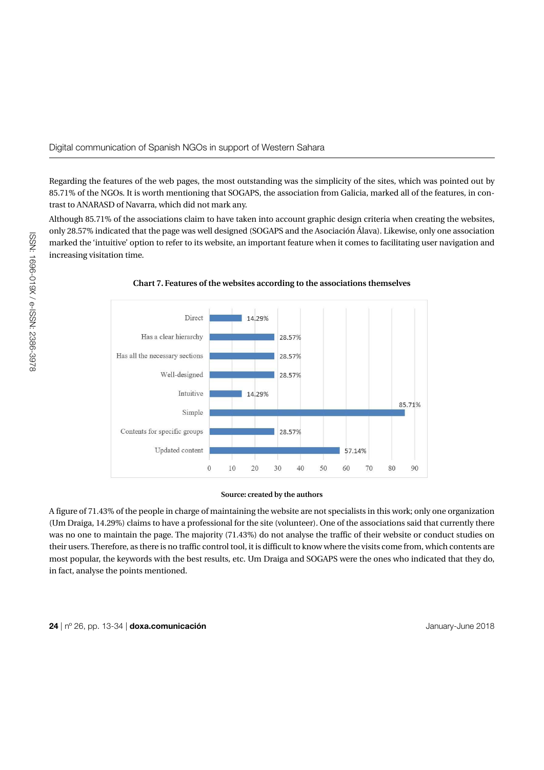Regarding the features of the web pages, the most outstanding was the simplicity of the sites, which was pointed out by 85.71% of the NGOs. It is worth mentioning that SOGAPS, the association from Galicia, marked all of the features, in contrast to ANARASD of Navarra, which did not mark any.

Although 85.71% of the associations claim to have taken into account graphic design criteria when creating the websites, only 28.57% indicated that the page was well designed (SOGAPS and the Asociación Álava). Likewise, only one association marked the 'intuitive' option to refer to its website, an important feature when it comes to facilitating user navigation and increasing visitation time.

**Chart 7. Features of the websites according to the associations themselves**

| Feature | % |
|---|---|
| Direct | 14.29% |
| Has a clear hierarchy | 28.57% |
| Has all the necessary sections | 28.57% |
| Well-designed | 28.57% |
| Intuitive | 14.29% |
| Simple | 85.71% |
| Contents for specific groups | 28.57% |
| Updated content | 57.14% |

**Source: created by the authors**

A figure of 71.43% of the people in charge of maintaining the website are not specialists in this work; only one organization (Um Draiga, 14.29%) claims to have a professional for the site (volunteer). One of the associations said that currently there was no one to maintain the page. The majority (71.43%) do not analyse the traffic of their website or conduct studies on their users. Therefore, as there is no traffic control tool, it is difficult to know where the visits come from, which contents are most popular, the keywords with the best results, etc. Um Draiga and SOGAPS were the ones who indicated that they do, in fact, analyse the points mentioned.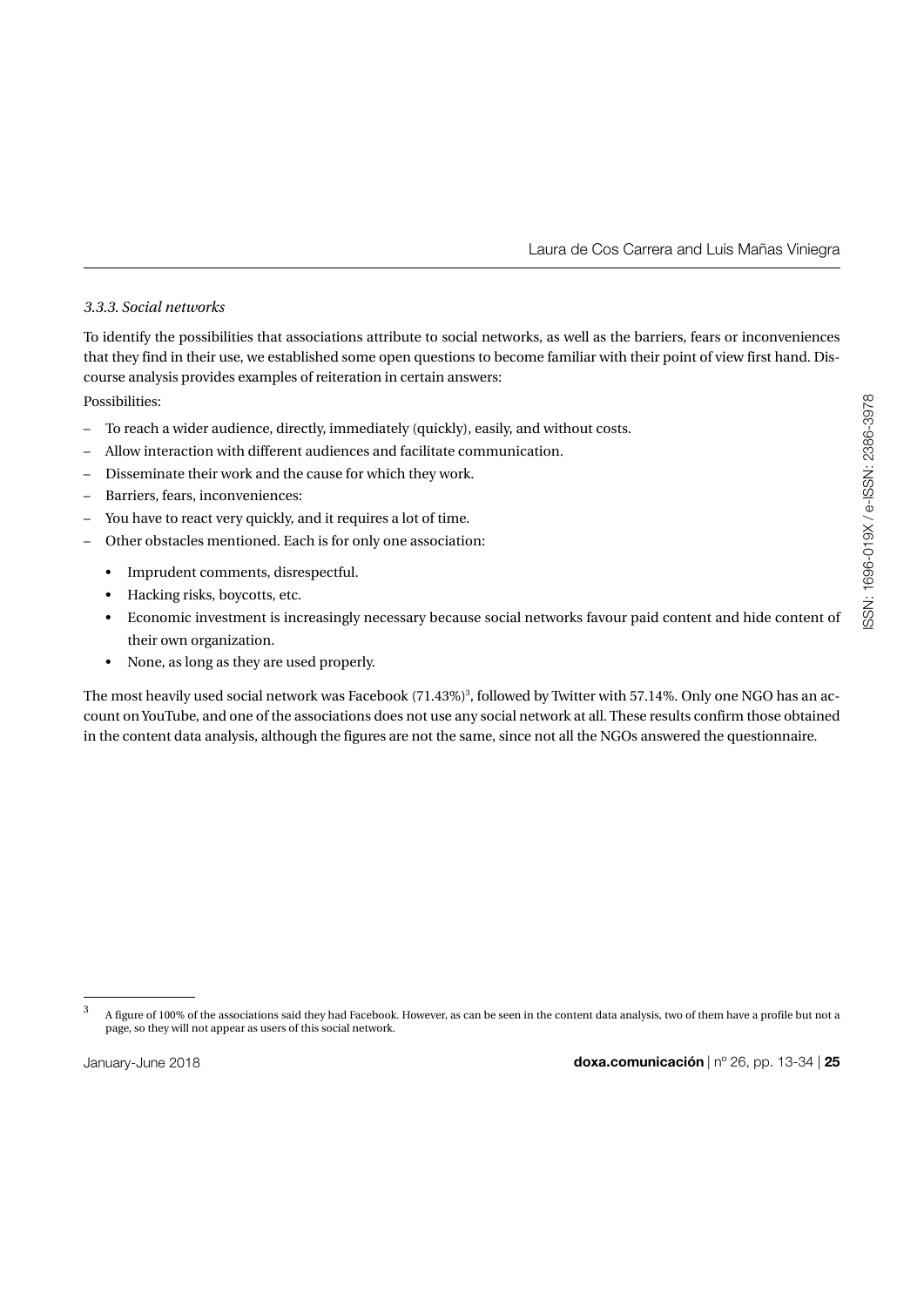### *3.3.3. Social networks*

To identify the possibilities that associations attribute to social networks, as well as the barriers, fears or inconveniences that they find in their use, we established some open questions to become familiar with their point of view first hand. Discourse analysis provides examples of reiteration in certain answers:

Possibilities:

- To reach a wider audience, directly, immediately (quickly), easily, and without costs.
- Allow interaction with different audiences and facilitate communication.
- Disseminate their work and the cause for which they work.
- Barriers, fears, inconveniences:
- You have to react very quickly, and it requires a lot of time.
- Other obstacles mentioned. Each is for only one association:
  - Imprudent comments, disrespectful.
  - Hacking risks, boycotts, etc.
  - Economic investment is increasingly necessary because social networks favour paid content and hide content of their own organization.
  - None, as long as they are used properly.

The most heavily used social network was Facebook (71.43%)[3], followed by Twitter with 57.14%. Only one NGO has an account on YouTube, and one of the associations does not use any social network at all. These results confirm those obtained in the content data analysis, although the figures are not the same, since not all the NGOs answered the questionnaire.

---

[3] A figure of 100% of the associations said they had Facebook. However, as can be seen in the content data analysis, two of them have a profile but not a page, so they will not appear as users of this social network.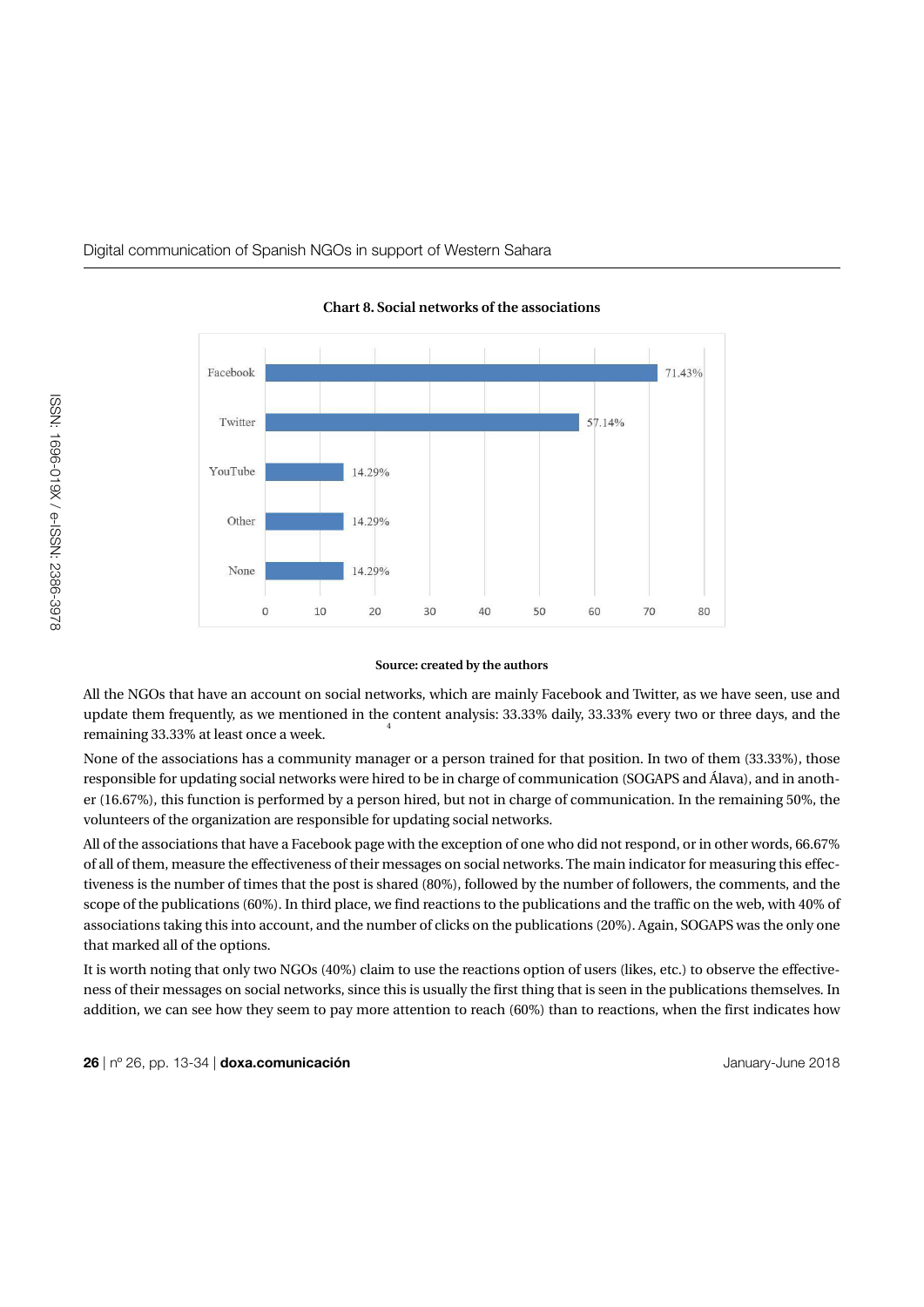**Chart 8. Social networks of the associations**

| Social network | % |
|---|---|
| Facebook | 71.43% |
| Twitter | 57.14% |
| YouTube | 14.29% |
| Other | 14.29% |
| None | 14.29% |

**Source: created by the authors**

All the NGOs that have an account on social networks, which are mainly Facebook and Twitter, as we have seen, use and update them frequently, as we mentioned in the content analysis[4]: 33.33% daily, 33.33% every two or three days, and the remaining 33.33% at least once a week.

None of the associations has a community manager or a person trained for that position. In two of them (33.33%), those responsible for updating social networks were hired to be in charge of communication (SOGAPS and Álava), and in another (16.67%), this function is performed by a person hired, but not in charge of communication. In the remaining 50%, the volunteers of the organization are responsible for updating social networks.

All of the associations that have a Facebook page with the exception of one who did not respond, or in other words, 66.67% of all of them, measure the effectiveness of their messages on social networks. The main indicator for measuring this effectiveness is the number of times that the post is shared (80%), followed by the number of followers, the comments, and the scope of the publications (60%). In third place, we find reactions to the publications and the traffic on the web, with 40% of associations taking this into account, and the number of clicks on the publications (20%). Again, SOGAPS was the only one that marked all of the options.

It is worth noting that only two NGOs (40%) claim to use the reactions option of users (likes, etc.) to observe the effectiveness of their messages on social networks, since this is usually the first thing that is seen in the publications themselves. In addition, we can see how they seem to pay more attention to reach (60%) than to reactions, when the first indicates how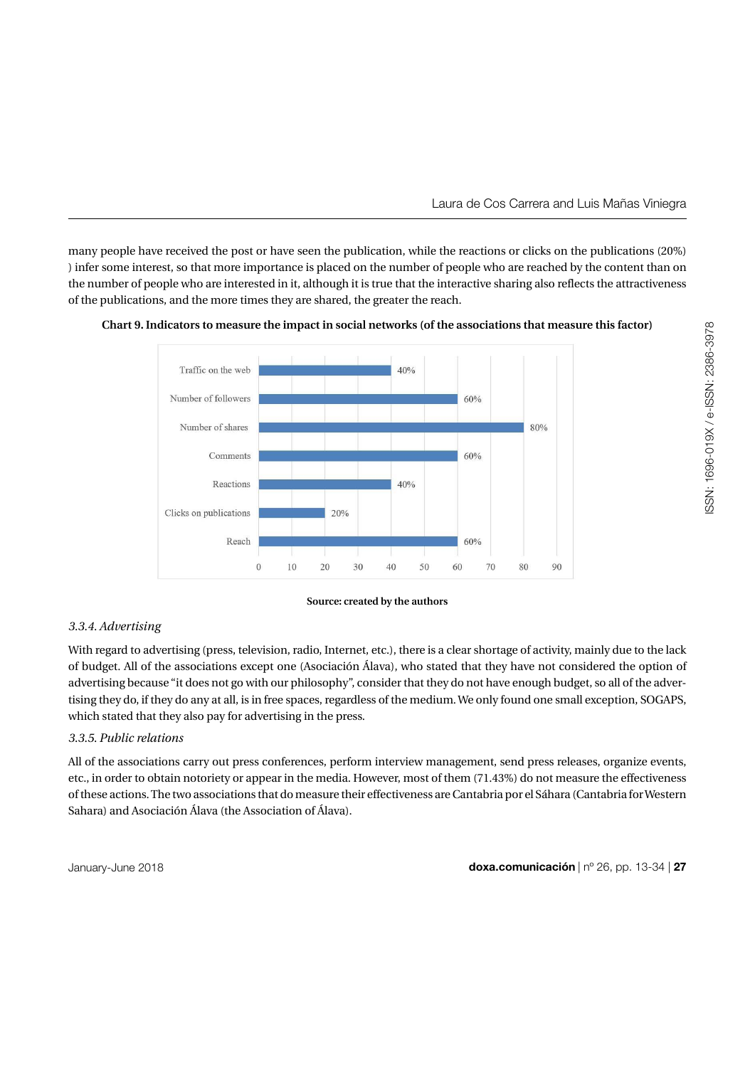many people have received the post or have seen the publication, while the reactions or clicks on the publications (20%) ) infer some interest, so that more importance is placed on the number of people who are reached by the content than on the number of people who are interested in it, although it is true that the interactive sharing also reflects the attractiveness of the publications, and the more times they are shared, the greater the reach.

**Chart 9. Indicators to measure the impact in social networks (of the associations that measure this factor)**

| Indicator | % |
|---|---|
| Traffic on the web | 40% |
| Number of followers | 60% |
| Number of shares | 80% |
| Comments | 60% |
| Reactions | 40% |
| Clicks on publications | 20% |
| Reach | 60% |

**Source: created by the authors**

### *3.3.4. Advertising*

With regard to advertising (press, television, radio, Internet, etc.), there is a clear shortage of activity, mainly due to the lack of budget. All of the associations except one (Asociación Álava), who stated that they have not considered the option of advertising because "it does not go with our philosophy", consider that they do not have enough budget, so all of the advertising they do, if they do any at all, is in free spaces, regardless of the medium. We only found one small exception, SOGAPS, which stated that they also pay for advertising in the press.

### *3.3.5. Public relations*

All of the associations carry out press conferences, perform interview management, send press releases, organize events, etc., in order to obtain notoriety or appear in the media. However, most of them (71.43%) do not measure the effectiveness of these actions. The two associations that do measure their effectiveness are Cantabria por el Sáhara (Cantabria for Western Sahara) and Asociación Álava (the Association of Álava).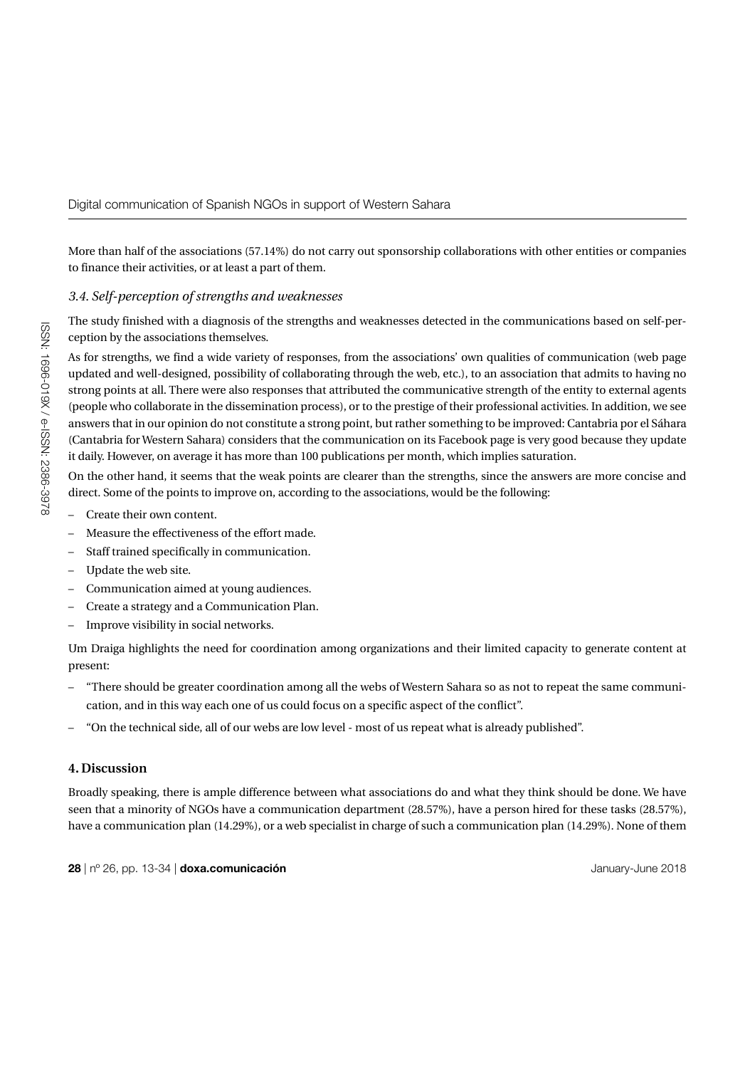More than half of the associations (57.14%) do not carry out sponsorship collaborations with other entities or companies to finance their activities, or at least a part of them.

### *3.4. Self-perception of strengths and weaknesses*

The study finished with a diagnosis of the strengths and weaknesses detected in the communications based on self-perception by the associations themselves.

As for strengths, we find a wide variety of responses, from the associations' own qualities of communication (web page updated and well-designed, possibility of collaborating through the web, etc.), to an association that admits to having no strong points at all. There were also responses that attributed the communicative strength of the entity to external agents (people who collaborate in the dissemination process), or to the prestige of their professional activities. In addition, we see answers that in our opinion do not constitute a strong point, but rather something to be improved: Cantabria por el Sáhara (Cantabria for Western Sahara) considers that the communication on its Facebook page is very good because they update it daily. However, on average it has more than 100 publications per month, which implies saturation.

On the other hand, it seems that the weak points are clearer than the strengths, since the answers are more concise and direct. Some of the points to improve on, according to the associations, would be the following:

- Create their own content.
- Measure the effectiveness of the effort made.
- Staff trained specifically in communication.
- Update the web site.
- Communication aimed at young audiences.
- Create a strategy and a Communication Plan.
- Improve visibility in social networks.

Um Draiga highlights the need for coordination among organizations and their limited capacity to generate content at present:

- "There should be greater coordination among all the webs of Western Sahara so as not to repeat the same communication, and in this way each one of us could focus on a specific aspect of the conflict".
- "On the technical side, all of our webs are low level - most of us repeat what is already published".

## 4. Discussion

Broadly speaking, there is ample difference between what associations do and what they think should be done. We have seen that a minority of NGOs have a communication department (28.57%), have a person hired for these tasks (28.57%), have a communication plan (14.29%), or a web specialist in charge of such a communication plan (14.29%). None of them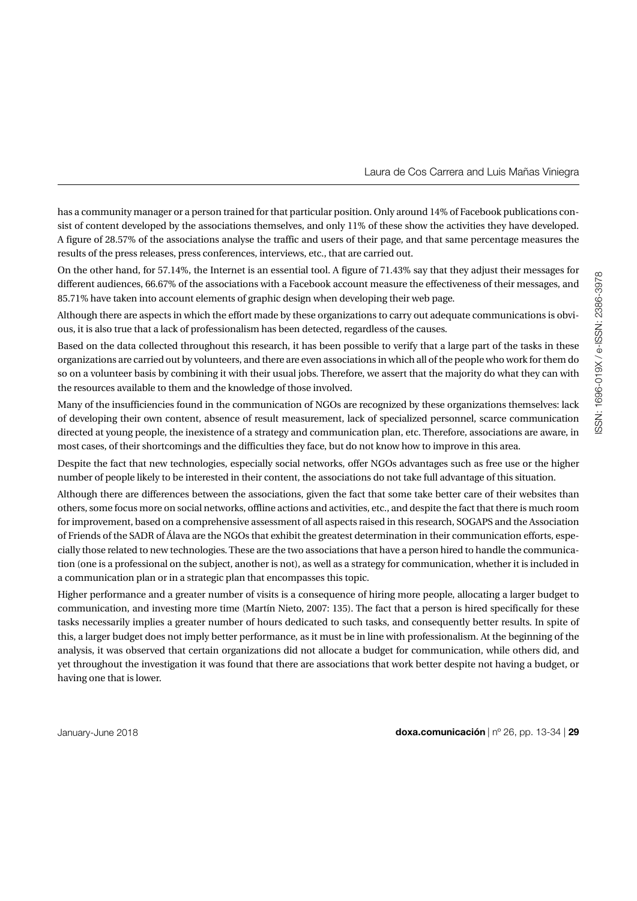has a community manager or a person trained for that particular position. Only around 14% of Facebook publications consist of content developed by the associations themselves, and only 11% of these show the activities they have developed. A figure of 28.57% of the associations analyse the traffic and users of their page, and that same percentage measures the results of the press releases, press conferences, interviews, etc., that are carried out.

On the other hand, for 57.14%, the Internet is an essential tool. A figure of 71.43% say that they adjust their messages for different audiences, 66.67% of the associations with a Facebook account measure the effectiveness of their messages, and 85.71% have taken into account elements of graphic design when developing their web page.

Although there are aspects in which the effort made by these organizations to carry out adequate communications is obvious, it is also true that a lack of professionalism has been detected, regardless of the causes.

Based on the data collected throughout this research, it has been possible to verify that a large part of the tasks in these organizations are carried out by volunteers, and there are even associations in which all of the people who work for them do so on a volunteer basis by combining it with their usual jobs. Therefore, we assert that the majority do what they can with the resources available to them and the knowledge of those involved.

Many of the insufficiencies found in the communication of NGOs are recognized by these organizations themselves: lack of developing their own content, absence of result measurement, lack of specialized personnel, scarce communication directed at young people, the inexistence of a strategy and communication plan, etc. Therefore, associations are aware, in most cases, of their shortcomings and the difficulties they face, but do not know how to improve in this area.

Despite the fact that new technologies, especially social networks, offer NGOs advantages such as free use or the higher number of people likely to be interested in their content, the associations do not take full advantage of this situation.

Although there are differences between the associations, given the fact that some take better care of their websites than others, some focus more on social networks, offline actions and activities, etc., and despite the fact that there is much room for improvement, based on a comprehensive assessment of all aspects raised in this research, SOGAPS and the Association of Friends of the SADR of Álava are the NGOs that exhibit the greatest determination in their communication efforts, especially those related to new technologies. These are the two associations that have a person hired to handle the communication (one is a professional on the subject, another is not), as well as a strategy for communication, whether it is included in a communication plan or in a strategic plan that encompasses this topic.

Higher performance and a greater number of visits is a consequence of hiring more people, allocating a larger budget to communication, and investing more time (Martín Nieto, 2007: 135). The fact that a person is hired specifically for these tasks necessarily implies a greater number of hours dedicated to such tasks, and consequently better results. In spite of this, a larger budget does not imply better performance, as it must be in line with professionalism. At the beginning of the analysis, it was observed that certain organizations did not allocate a budget for communication, while others did, and yet throughout the investigation it was found that there are associations that work better despite not having a budget, or having one that is lower.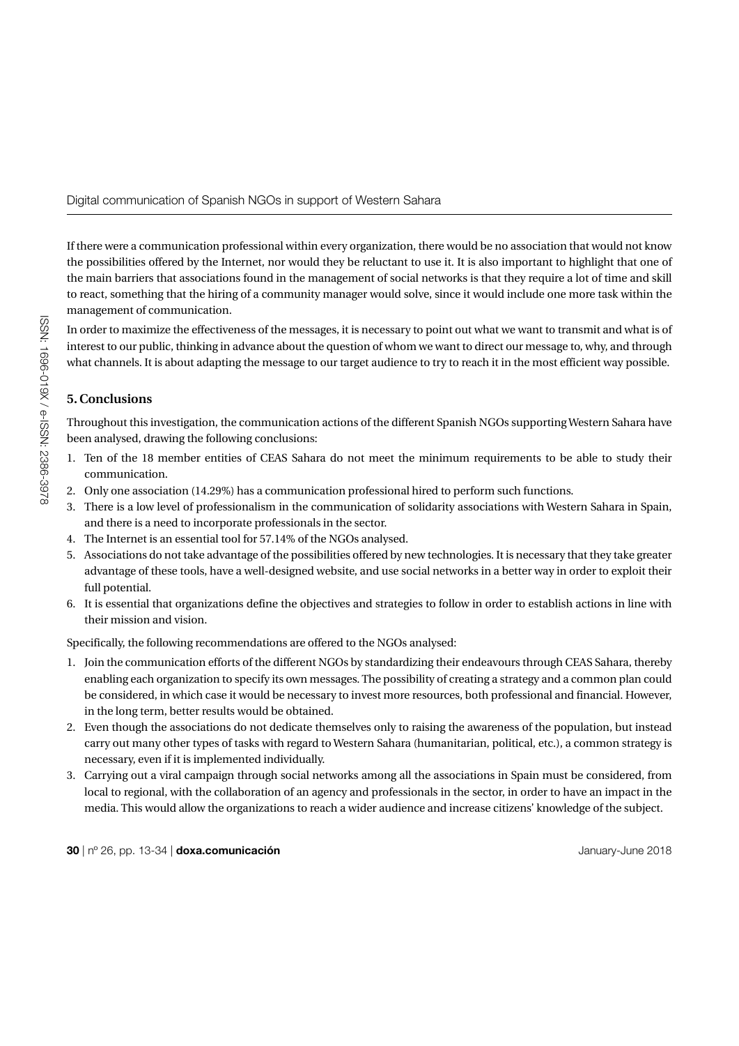If there were a communication professional within every organization, there would be no association that would not know the possibilities offered by the Internet, nor would they be reluctant to use it. It is also important to highlight that one of the main barriers that associations found in the management of social networks is that they require a lot of time and skill to react, something that the hiring of a community manager would solve, since it would include one more task within the management of communication.

In order to maximize the effectiveness of the messages, it is necessary to point out what we want to transmit and what is of interest to our public, thinking in advance about the question of whom we want to direct our message to, why, and through what channels. It is about adapting the message to our target audience to try to reach it in the most efficient way possible.

## 5. Conclusions

Throughout this investigation, the communication actions of the different Spanish NGOs supporting Western Sahara have been analysed, drawing the following conclusions:

1. Ten of the 18 member entities of CEAS Sahara do not meet the minimum requirements to be able to study their communication.
2. Only one association (14.29%) has a communication professional hired to perform such functions.
3. There is a low level of professionalism in the communication of solidarity associations with Western Sahara in Spain, and there is a need to incorporate professionals in the sector.
4. The Internet is an essential tool for 57.14% of the NGOs analysed.
5. Associations do not take advantage of the possibilities offered by new technologies. It is necessary that they take greater advantage of these tools, have a well-designed website, and use social networks in a better way in order to exploit their full potential.
6. It is essential that organizations define the objectives and strategies to follow in order to establish actions in line with their mission and vision.

Specifically, the following recommendations are offered to the NGOs analysed:

1. Join the communication efforts of the different NGOs by standardizing their endeavours through CEAS Sahara, thereby enabling each organization to specify its own messages. The possibility of creating a strategy and a common plan could be considered, in which case it would be necessary to invest more resources, both professional and financial. However, in the long term, better results would be obtained.
2. Even though the associations do not dedicate themselves only to raising the awareness of the population, but instead carry out many other types of tasks with regard to Western Sahara (humanitarian, political, etc.), a common strategy is necessary, even if it is implemented individually.
3. Carrying out a viral campaign through social networks among all the associations in Spain must be considered, from local to regional, with the collaboration of an agency and professionals in the sector, in order to have an impact in the media. This would allow the organizations to reach a wider audience and increase citizens' knowledge of the subject.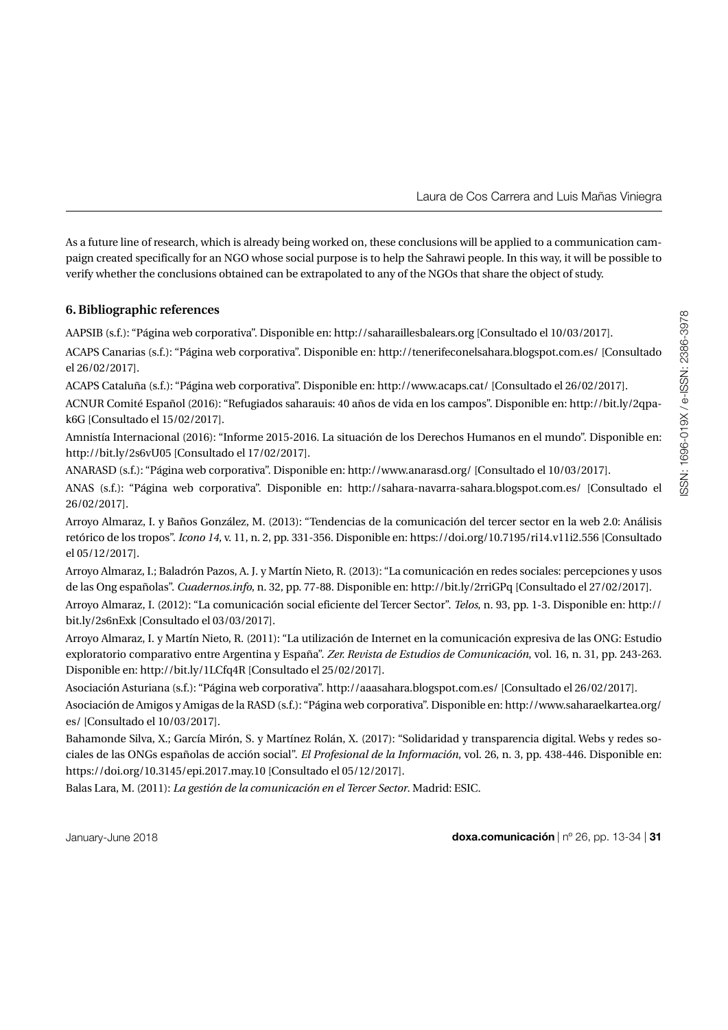As a future line of research, which is already being worked on, these conclusions will be applied to a communication campaign created specifically for an NGO whose social purpose is to help the Sahrawi people. In this way, it will be possible to verify whether the conclusions obtained can be extrapolated to any of the NGOs that share the object of study.

## 6. Bibliographic references

AAPSIB (s.f.): "Página web corporativa". Disponible en: http://saharaillesbalears.org [Consultado el 10/03/2017].

ACAPS Canarias (s.f.): "Página web corporativa". Disponible en: http://tenerifeconelsahara.blogspot.com.es/ [Consultado el 26/02/2017].

ACAPS Cataluña (s.f.): "Página web corporativa". Disponible en: http://www.acaps.cat/ [Consultado el 26/02/2017].

ACNUR Comité Español (2016): "Refugiados saharauis: 40 años de vida en los campos". Disponible en: http://bit.ly/2qpak6G [Consultado el 15/02/2017].

Amnistía Internacional (2016): "Informe 2015-2016. La situación de los Derechos Humanos en el mundo". Disponible en: http://bit.ly/2s6vU05 [Consultado el 17/02/2017].

ANARASD (s.f.): "Página web corporativa". Disponible en: http://www.anarasd.org/ [Consultado el 10/03/2017].

ANAS (s.f.): "Página web corporativa". Disponible en: http://sahara-navarra-sahara.blogspot.com.es/ [Consultado el 26/02/2017].

Arroyo Almaraz, I. y Baños González, M. (2013): "Tendencias de la comunicación del tercer sector en la web 2.0: Análisis retórico de los tropos". *Icono 14*, v. 11, n. 2, pp. 331-356. Disponible en: https://doi.org/10.7195/ri14.v11i2.556 [Consultado el 05/12/2017].

Arroyo Almaraz, I.; Baladrón Pazos, A. J. y Martín Nieto, R. (2013): "La comunicación en redes sociales: percepciones y usos de las Ong españolas". *Cuadernos.info*, n. 32, pp. 77-88. Disponible en: http://bit.ly/2rriGPq [Consultado el 27/02/2017].

Arroyo Almaraz, I. (2012): "La comunicación social eficiente del Tercer Sector". *Telos*, n. 93, pp. 1-3. Disponible en: http://bit.ly/2s6nExk [Consultado el 03/03/2017].

Arroyo Almaraz, I. y Martín Nieto, R. (2011): "La utilización de Internet en la comunicación expresiva de las ONG: Estudio exploratorio comparativo entre Argentina y España". *Zer. Revista de Estudios de Comunicación*, vol. 16, n. 31, pp. 243-263. Disponible en: http://bit.ly/1LCfq4R [Consultado el 25/02/2017].

Asociación Asturiana (s.f.): "Página web corporativa". http://aaasahara.blogspot.com.es/ [Consultado el 26/02/2017].

Asociación de Amigos y Amigas de la RASD (s.f.): "Página web corporativa". Disponible en: http://www.saharaelkartea.org/es/ [Consultado el 10/03/2017].

Bahamonde Silva, X.; García Mirón, S. y Martínez Rolán, X. (2017): "Solidaridad y transparencia digital. Webs y redes sociales de las ONGs españolas de acción social". *El Profesional de la Información*, vol. 26, n. 3, pp. 438-446. Disponible en: https://doi.org/10.3145/epi.2017.may.10 [Consultado el 05/12/2017].

Balas Lara, M. (2011): *La gestión de la comunicación en el Tercer Sector*. Madrid: ESIC.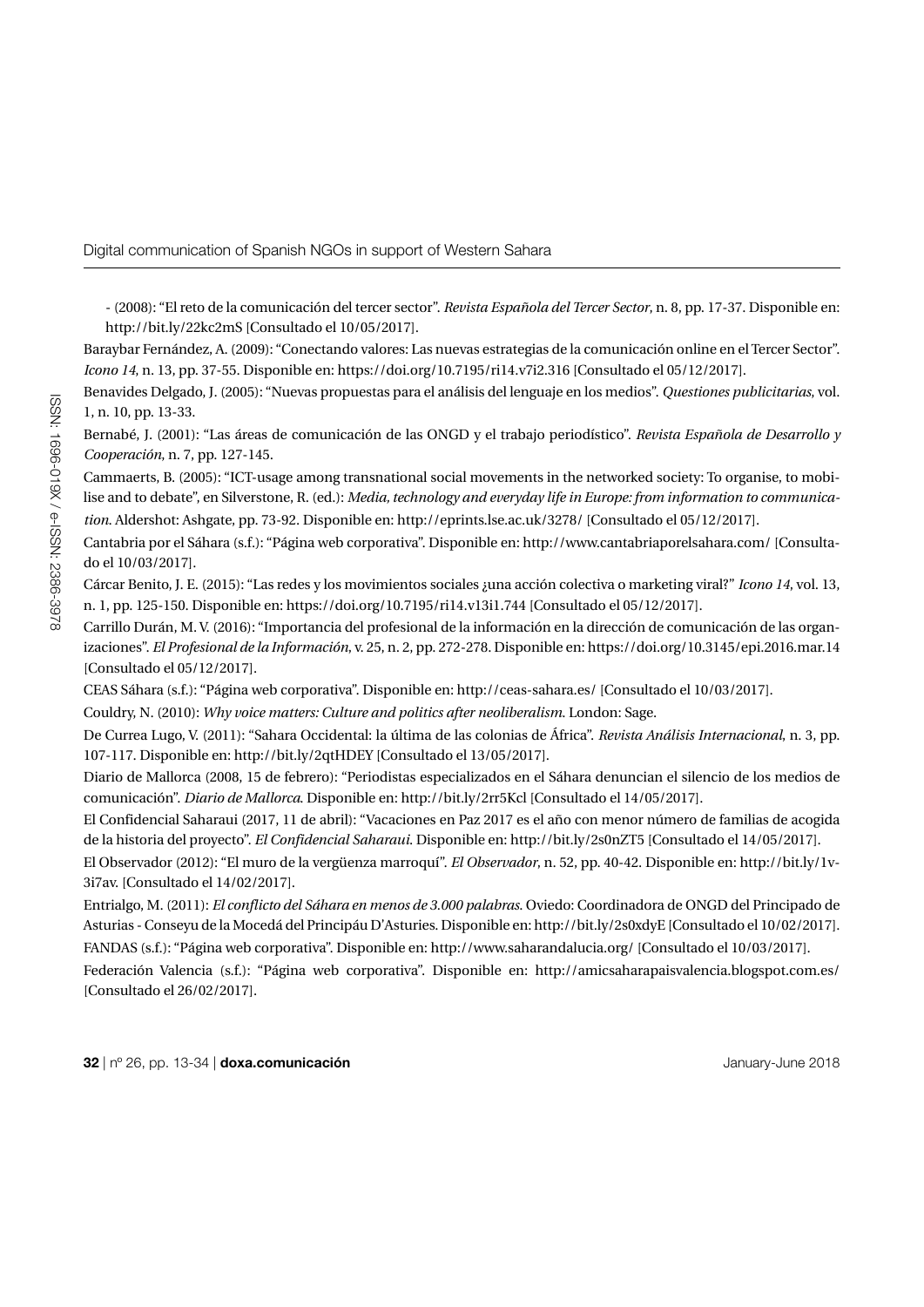- (2008): "El reto de la comunicación del tercer sector". *Revista Española del Tercer Sector*, n. 8, pp. 17-37. Disponible en: http://bit.ly/22kc2mS [Consultado el 10/05/2017].

Baraybar Fernández, A. (2009): "Conectando valores: Las nuevas estrategias de la comunicación online en el Tercer Sector". *Icono 14*, n. 13, pp. 37-55. Disponible en: https://doi.org/10.7195/ri14.v7i2.316 [Consultado el 05/12/2017].

Benavides Delgado, J. (2005): "Nuevas propuestas para el análisis del lenguaje en los medios". *Questiones publicitarias*, vol. 1, n. 10, pp. 13-33.

Bernabé, J. (2001): "Las áreas de comunicación de las ONGD y el trabajo periodístico". *Revista Española de Desarrollo y Cooperación*, n. 7, pp. 127-145.

Cammaerts, B. (2005): "ICT-usage among transnational social movements in the networked society: To organise, to mobilise and to debate", en Silverstone, R. (ed.): *Media, technology and everyday life in Europe: from information to communication*. Aldershot: Ashgate, pp. 73-92. Disponible en: http://eprints.lse.ac.uk/3278/ [Consultado el 05/12/2017].

Cantabria por el Sáhara (s.f.): "Página web corporativa". Disponible en: http://www.cantabriaporelsahara.com/ [Consultado el 10/03/2017].

Cárcar Benito, J. E. (2015): "Las redes y los movimientos sociales ¿una acción colectiva o marketing viral?" *Icono 14*, vol. 13, n. 1, pp. 125-150. Disponible en: https://doi.org/10.7195/ri14.v13i1.744 [Consultado el 05/12/2017].

Carrillo Durán, M. V. (2016): "Importancia del profesional de la información en la dirección de comunicación de las organizaciones". *El Profesional de la Información*, v. 25, n. 2, pp. 272-278. Disponible en: https://doi.org/10.3145/epi.2016.mar.14 [Consultado el 05/12/2017].

CEAS Sáhara (s.f.): "Página web corporativa". Disponible en: http://ceas-sahara.es/ [Consultado el 10/03/2017].

Couldry, N. (2010): *Why voice matters: Culture and politics after neoliberalism*. London: Sage.

De Currea Lugo, V. (2011): "Sahara Occidental: la última de las colonias de África". *Revista Análisis Internacional*, n. 3, pp. 107-117. Disponible en: http://bit.ly/2qtHDEY [Consultado el 13/05/2017].

Diario de Mallorca (2008, 15 de febrero): "Periodistas especializados en el Sáhara denuncian el silencio de los medios de comunicación". *Diario de Mallorca*. Disponible en: http://bit.ly/2rr5Kcl [Consultado el 14/05/2017].

El Confidencial Saharaui (2017, 11 de abril): "Vacaciones en Paz 2017 es el año con menor número de familias de acogida de la historia del proyecto". *El Confidencial Saharaui*. Disponible en: http://bit.ly/2s0nZT5 [Consultado el 14/05/2017].

El Observador (2012): "El muro de la vergüenza marroquí". *El Observador*, n. 52, pp. 40-42. Disponible en: http://bit.ly/1v-3i7av. [Consultado el 14/02/2017].

Entrialgo, M. (2011): *El conflicto del Sáhara en menos de 3.000 palabras*. Oviedo: Coordinadora de ONGD del Principado de Asturias - Conseyu de la Mocedá del Principáu D'Asturies. Disponible en: http://bit.ly/2s0xdyE [Consultado el 10/02/2017].

FANDAS (s.f.): "Página web corporativa". Disponible en: http://www.saharandalucia.org/ [Consultado el 10/03/2017].

Federación Valencia (s.f.): "Página web corporativa". Disponible en: http://amicsaharapaisvalencia.blogspot.com.es/ [Consultado el 26/02/2017].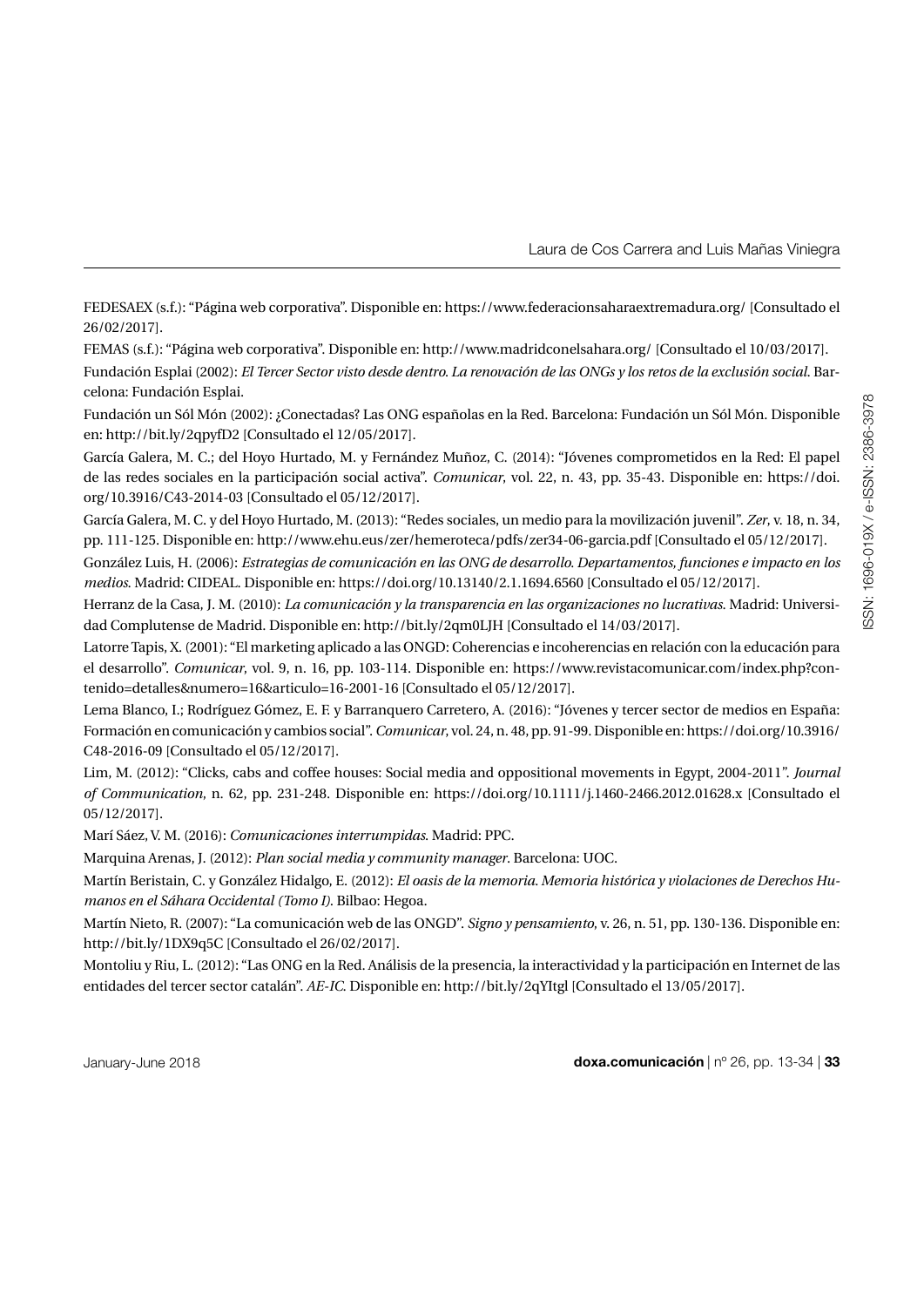FEDESAEX (s.f.): "Página web corporativa". Disponible en: https://www.federacionsaharaextremadura.org/ [Consultado el 26/02/2017].

FEMAS (s.f.): "Página web corporativa". Disponible en: http://www.madridconelsahara.org/ [Consultado el 10/03/2017].

Fundación Esplai (2002): *El Tercer Sector visto desde dentro. La renovación de las ONGs y los retos de la exclusión social*. Barcelona: Fundación Esplai.

Fundación un Sól Món (2002): ¿Conectadas? Las ONG españolas en la Red. Barcelona: Fundación un Sól Món. Disponible en: http://bit.ly/2qpyfD2 [Consultado el 12/05/2017].

García Galera, M. C.; del Hoyo Hurtado, M. y Fernández Muñoz, C. (2014): "Jóvenes comprometidos en la Red: El papel de las redes sociales en la participación social activa". *Comunicar*, vol. 22, n. 43, pp. 35-43. Disponible en: https://doi.org/10.3916/C43-2014-03 [Consultado el 05/12/2017].

García Galera, M. C. y del Hoyo Hurtado, M. (2013): "Redes sociales, un medio para la movilización juvenil". *Zer*, v. 18, n. 34, pp. 111-125. Disponible en: http://www.ehu.eus/zer/hemeroteca/pdfs/zer34-06-garcia.pdf [Consultado el 05/12/2017].

González Luis, H. (2006): *Estrategias de comunicación en las ONG de desarrollo. Departamentos, funciones e impacto en los medios*. Madrid: CIDEAL. Disponible en: https://doi.org/10.13140/2.1.1694.6560 [Consultado el 05/12/2017].

Herranz de la Casa, J. M. (2010): *La comunicación y la transparencia en las organizaciones no lucrativas*. Madrid: Universidad Complutense de Madrid. Disponible en: http://bit.ly/2qm0LJH [Consultado el 14/03/2017].

Latorre Tapis, X. (2001): "El marketing aplicado a las ONGD: Coherencias e incoherencias en relación con la educación para el desarrollo". *Comunicar*, vol. 9, n. 16, pp. 103-114. Disponible en: https://www.revistacomunicar.com/index.php?contenido=detalles&numero=16&articulo=16-2001-16 [Consultado el 05/12/2017].

Lema Blanco, I.; Rodríguez Gómez, E. F. y Barranquero Carretero, A. (2016): "Jóvenes y tercer sector de medios en España: Formación en comunicación y cambios social". *Comunicar*, vol. 24, n. 48, pp. 91-99. Disponible en: https://doi.org/10.3916/C48-2016-09 [Consultado el 05/12/2017].

Lim, M. (2012): "Clicks, cabs and coffee houses: Social media and oppositional movements in Egypt, 2004-2011". *Journal of Communication*, n. 62, pp. 231-248. Disponible en: https://doi.org/10.1111/j.1460-2466.2012.01628.x [Consultado el 05/12/2017].

Marí Sáez, V. M. (2016): *Comunicaciones interrumpidas*. Madrid: PPC.

Marquina Arenas, J. (2012): *Plan social media y community manager*. Barcelona: UOC.

Martín Beristain, C. y González Hidalgo, E. (2012): *El oasis de la memoria. Memoria histórica y violaciones de Derechos Humanos en el Sáhara Occidental (Tomo I)*. Bilbao: Hegoa.

Martín Nieto, R. (2007): "La comunicación web de las ONGD". *Signo y pensamiento*, v. 26, n. 51, pp. 130-136. Disponible en: http://bit.ly/1DX9q5C [Consultado el 26/02/2017].

Montoliu y Riu, L. (2012): "Las ONG en la Red. Análisis de la presencia, la interactividad y la participación en Internet de las entidades del tercer sector catalán". *AE-IC*. Disponible en: http://bit.ly/2qYItgl [Consultado el 13/05/2017].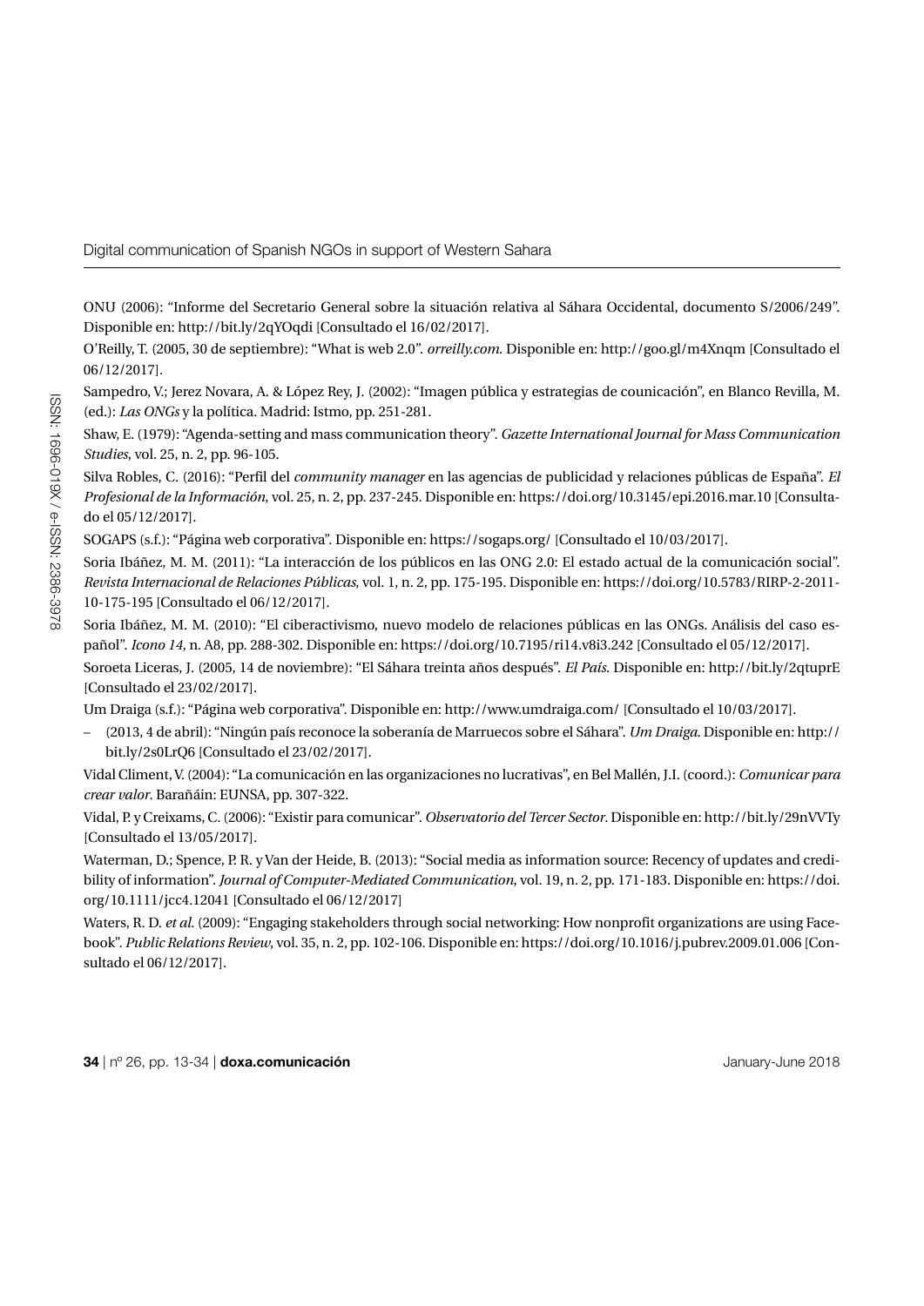ONU (2006): "Informe del Secretario General sobre la situación relativa al Sáhara Occidental, documento S/2006/249". Disponible en: http://bit.ly/2qYOqdi [Consultado el 16/02/2017].

O'Reilly, T. (2005, 30 de septiembre): "What is web 2.0". *orreilly.com.* Disponible en: http://goo.gl/m4Xnqm [Consultado el 06/12/2017].

Sampedro, V.; Jerez Novara, A. & López Rey, J. (2002): "Imagen pública y estrategias de counicación", en Blanco Revilla, M. (ed.): *Las ONGs* y la política. Madrid: Istmo, pp. 251-281.

Shaw, E. (1979): "Agenda-setting and mass communication theory". *Gazette International Journal for Mass Communication Studies*, vol. 25, n. 2, pp. 96-105.

Silva Robles, C. (2016): "Perfil del *community manager* en las agencias de publicidad y relaciones públicas de España". *El Profesional de la Información*, vol. 25, n. 2, pp. 237-245. Disponible en: https://doi.org/10.3145/epi.2016.mar.10 [Consultado el 05/12/2017].

SOGAPS (s.f.): "Página web corporativa". Disponible en: https://sogaps.org/ [Consultado el 10/03/2017].

Soria Ibáñez, M. M. (2011): "La interacción de los públicos en las ONG 2.0: El estado actual de la comunicación social". *Revista Internacional de Relaciones Públicas,* vol. 1, n. 2, pp. 175-195. Disponible en: https://doi.org/10.5783/RIRP-2-2011-10-175-195 [Consultado el 06/12/2017].

Soria Ibáñez, M. M. (2010): "El ciberactivismo, nuevo modelo de relaciones públicas en las ONGs. Análisis del caso español". *Icono 14*, n. A8, pp. 288-302. Disponible en: https://doi.org/10.7195/ri14.v8i3.242 [Consultado el 05/12/2017].

Soroeta Liceras, J. (2005, 14 de noviembre): "El Sáhara treinta años después". *El País*. Disponible en: http://bit.ly/2qtuprE [Consultado el 23/02/2017].

Um Draiga (s.f.): "Página web corporativa". Disponible en: http://www.umdraiga.com/ [Consultado el 10/03/2017].

– (2013, 4 de abril): "Ningún país reconoce la soberanía de Marruecos sobre el Sáhara". *Um Draiga*. Disponible en: http://bit.ly/2s0LrQ6 [Consultado el 23/02/2017].

Vidal Climent, V. (2004): "La comunicación en las organizaciones no lucrativas", en Bel Mallén, J.I. (coord.): *Comunicar para crear valor*. Barañáin: EUNSA, pp. 307-322.

Vidal, P. y Creixams, C. (2006): "Existir para comunicar". *Observatorio del Tercer Sector*. Disponible en: http://bit.ly/29nVVTy [Consultado el 13/05/2017].

Waterman, D.; Spence, P. R. y Van der Heide, B. (2013): "Social media as information source: Recency of updates and credibility of information". *Journal of Computer-Mediated Communication*, vol. 19, n. 2, pp. 171-183. Disponible en: https://doi.org/10.1111/jcc4.12041 [Consultado el 06/12/2017]

Waters, R. D. *et al*. (2009): "Engaging stakeholders through social networking: How nonprofit organizations are using Facebook". *Public Relations Review,* vol. 35, n. 2, pp. 102-106. Disponible en: https://doi.org/10.1016/j.pubrev.2009.01.006 [Consultado el 06/12/2017].